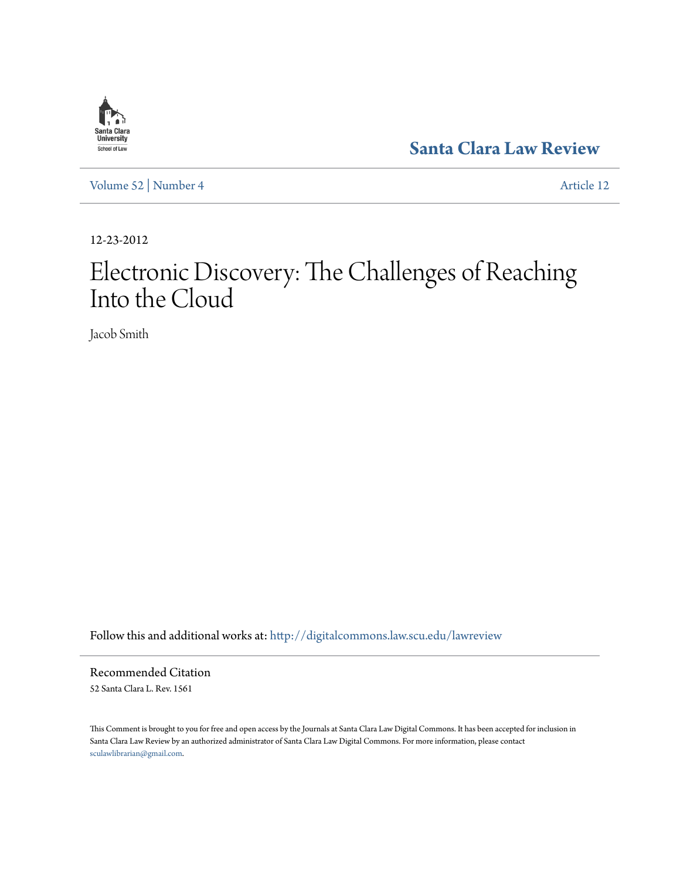Santa Clara University School of Law

**Santa Clara Law Review**

Volume 52 | Number 4 Article 12

12-23-2012

# Electronic Discovery: The Challenges of Reaching Into the Cloud

Jacob Smith

Follow this and additional works at: http://digitalcommons.law.scu.edu/lawreview

## Recommended Citation

52 Santa Clara L. Rev. 1561

This Comment is brought to you for free and open access by the Journals at Santa Clara Law Digital Commons. It has been accepted for inclusion in Santa Clara Law Review by an authorized administrator of Santa Clara Law Digital Commons. For more information, please contact sculawlibrarian@gmail.com.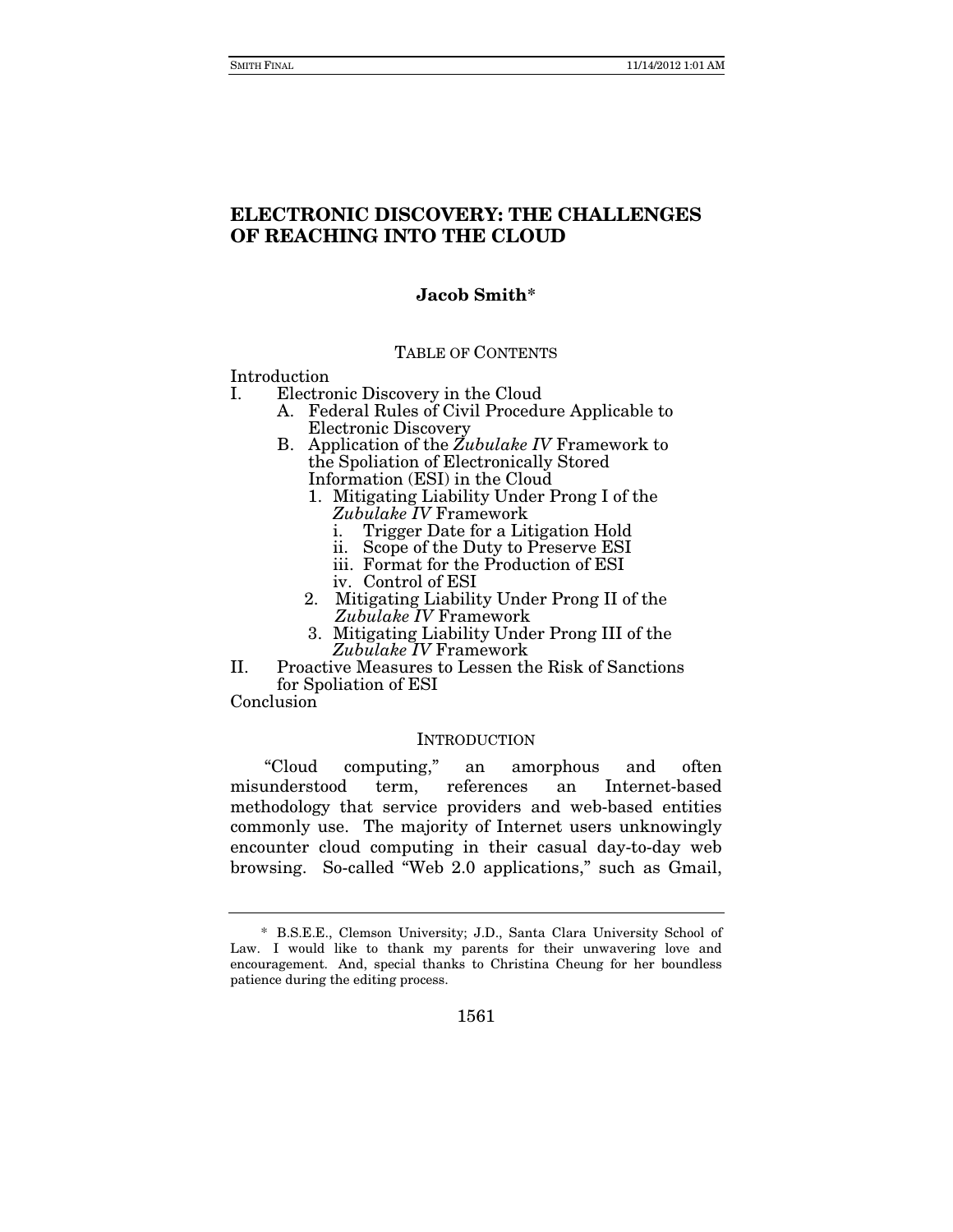# ELECTRONIC DISCOVERY: THE CHALLENGES OF REACHING INTO THE CLOUD

**Jacob Smith***

TABLE OF CONTENTS

Introduction
I. Electronic Discovery in the Cloud
  A. Federal Rules of Civil Procedure Applicable to Electronic Discovery
  B. Application of the *Zubulake IV* Framework to the Spoliation of Electronically Stored Information (ESI) in the Cloud
    1. Mitigating Liability Under Prong I of the *Zubulake IV* Framework
      i. Trigger Date for a Litigation Hold
      ii. Scope of the Duty to Preserve ESI
      iii. Format for the Production of ESI
      iv. Control of ESI
    2. Mitigating Liability Under Prong II of the *Zubulake IV* Framework
    3. Mitigating Liability Under Prong III of the *Zubulake IV* Framework
II. Proactive Measures to Lessen the Risk of Sanctions for Spoliation of ESI
Conclusion

## INTRODUCTION

"Cloud computing," an amorphous and often misunderstood term, references an Internet-based methodology that service providers and web-based entities commonly use. The majority of Internet users unknowingly encounter cloud computing in their casual day-to-day web browsing. So-called "Web 2.0 applications," such as Gmail,

---

\* B.S.E.E., Clemson University; J.D., Santa Clara University School of Law. I would like to thank my parents for their unwavering love and encouragement. And, special thanks to Christina Cheung for her boundless patience during the editing process.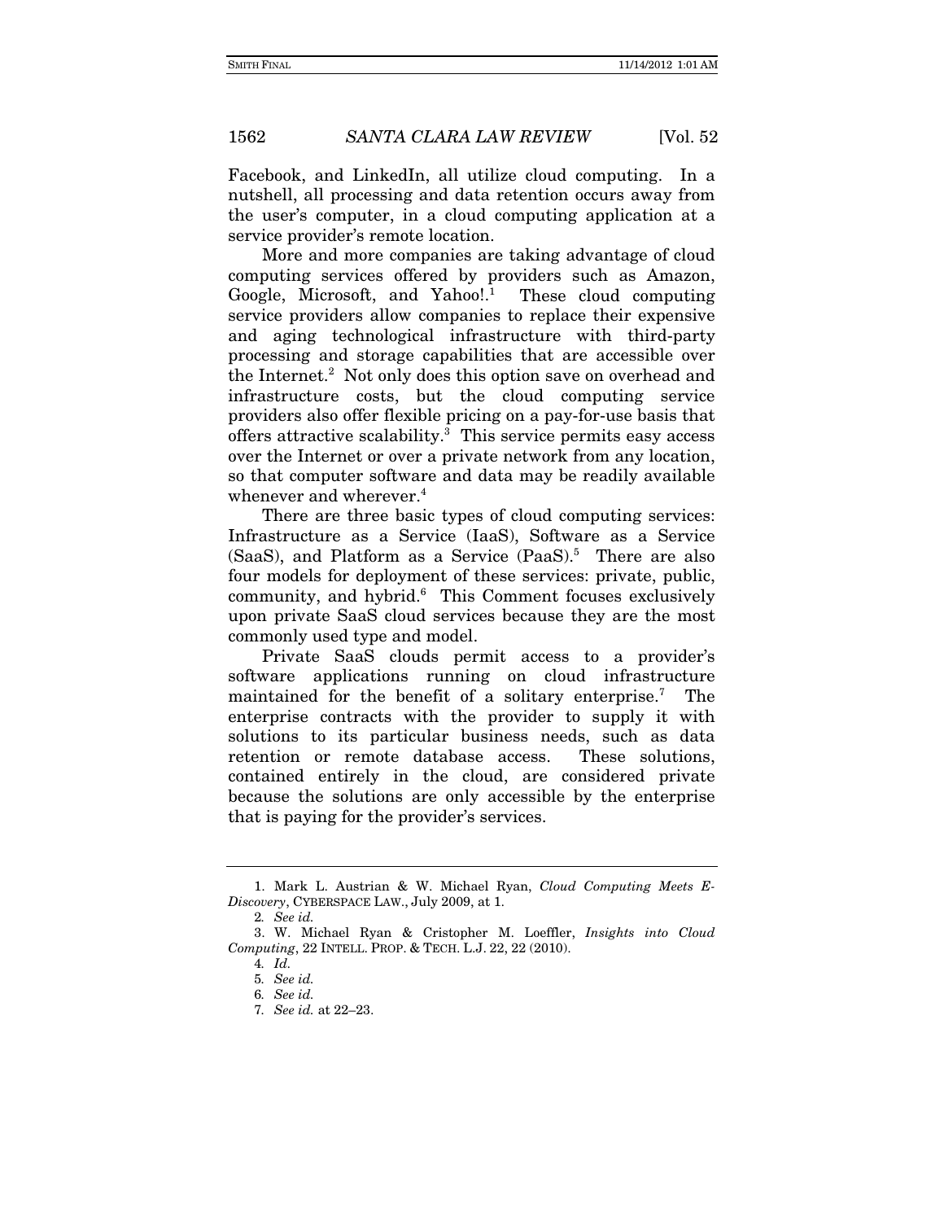Facebook, and LinkedIn, all utilize cloud computing. In a nutshell, all processing and data retention occurs away from the user's computer, in a cloud computing application at a service provider's remote location.

More and more companies are taking advantage of cloud computing services offered by providers such as Amazon, Google, Microsoft, and Yahoo!.[1] These cloud computing service providers allow companies to replace their expensive and aging technological infrastructure with third-party processing and storage capabilities that are accessible over the Internet.[2] Not only does this option save on overhead and infrastructure costs, but the cloud computing service providers also offer flexible pricing on a pay-for-use basis that offers attractive scalability.[3] This service permits easy access over the Internet or over a private network from any location, so that computer software and data may be readily available whenever and wherever.[4]

There are three basic types of cloud computing services: Infrastructure as a Service (IaaS), Software as a Service (SaaS), and Platform as a Service (PaaS).[5] There are also four models for deployment of these services: private, public, community, and hybrid.[6] This Comment focuses exclusively upon private SaaS cloud services because they are the most commonly used type and model.

Private SaaS clouds permit access to a provider's software applications running on cloud infrastructure maintained for the benefit of a solitary enterprise.[7] The enterprise contracts with the provider to supply it with solutions to its particular business needs, such as data retention or remote database access. These solutions, contained entirely in the cloud, are considered private because the solutions are only accessible by the enterprise that is paying for the provider's services.

---

1. Mark L. Austrian & W. Michael Ryan, *Cloud Computing Meets E-Discovery*, CYBERSPACE LAW., July 2009, at 1.

2. *See id.*

3. W. Michael Ryan & Cristopher M. Loeffler, *Insights into Cloud Computing*, 22 INTELL. PROP. & TECH. L.J. 22, 22 (2010).

4. *Id.*

5. *See id.*

6. *See id.*

7. *See id.* at 22–23.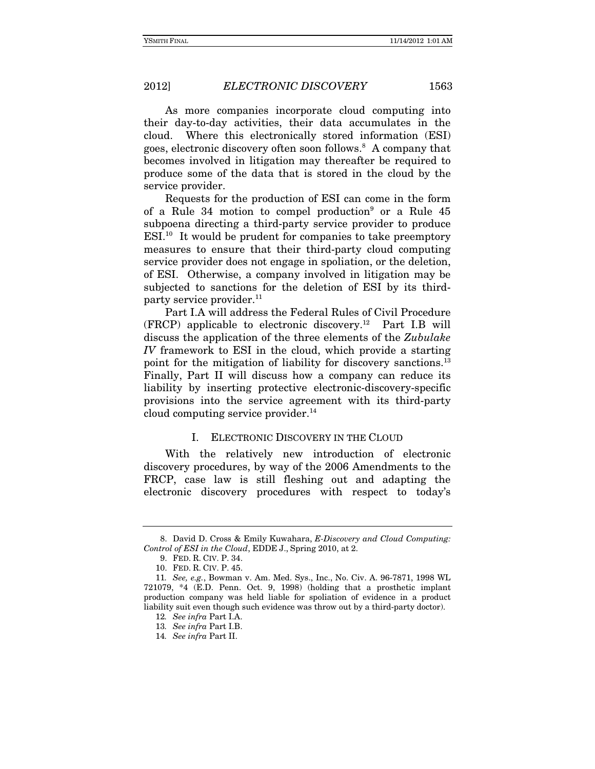As more companies incorporate cloud computing into their day-to-day activities, their data accumulates in the cloud. Where this electronically stored information (ESI) goes, electronic discovery often soon follows.[8] A company that becomes involved in litigation may thereafter be required to produce some of the data that is stored in the cloud by the service provider.

Requests for the production of ESI can come in the form of a Rule 34 motion to compel production[9] or a Rule 45 subpoena directing a third-party service provider to produce ESI.[10] It would be prudent for companies to take preemptory measures to ensure that their third-party cloud computing service provider does not engage in spoliation, or the deletion, of ESI. Otherwise, a company involved in litigation may be subjected to sanctions for the deletion of ESI by its third-party service provider.[11]

Part I.A will address the Federal Rules of Civil Procedure (FRCP) applicable to electronic discovery.[12] Part I.B will discuss the application of the three elements of the *Zubulake IV* framework to ESI in the cloud, which provide a starting point for the mitigation of liability for discovery sanctions.[13] Finally, Part II will discuss how a company can reduce its liability by inserting protective electronic-discovery-specific provisions into the service agreement with its third-party cloud computing service provider.[14]

## I. ELECTRONIC DISCOVERY IN THE CLOUD

With the relatively new introduction of electronic discovery procedures, by way of the 2006 Amendments to the FRCP, case law is still fleshing out and adapting the electronic discovery procedures with respect to today's

---

8. David D. Cross & Emily Kuwahara, *E-Discovery and Cloud Computing: Control of ESI in the Cloud*, EDDE J., Spring 2010, at 2.

9. FED. R. CIV. P. 34.

10. FED. R. CIV. P. 45.

11. *See, e.g.*, Bowman v. Am. Med. Sys., Inc., No. Civ. A. 96-7871, 1998 WL 721079, *4 (E.D. Penn. Oct. 9, 1998) (holding that a prosthetic implant production company was held liable for spoliation of evidence in a product liability suit even though such evidence was throw out by a third-party doctor).

12. *See infra* Part I.A.

13. *See infra* Part I.B.

14. *See infra* Part II.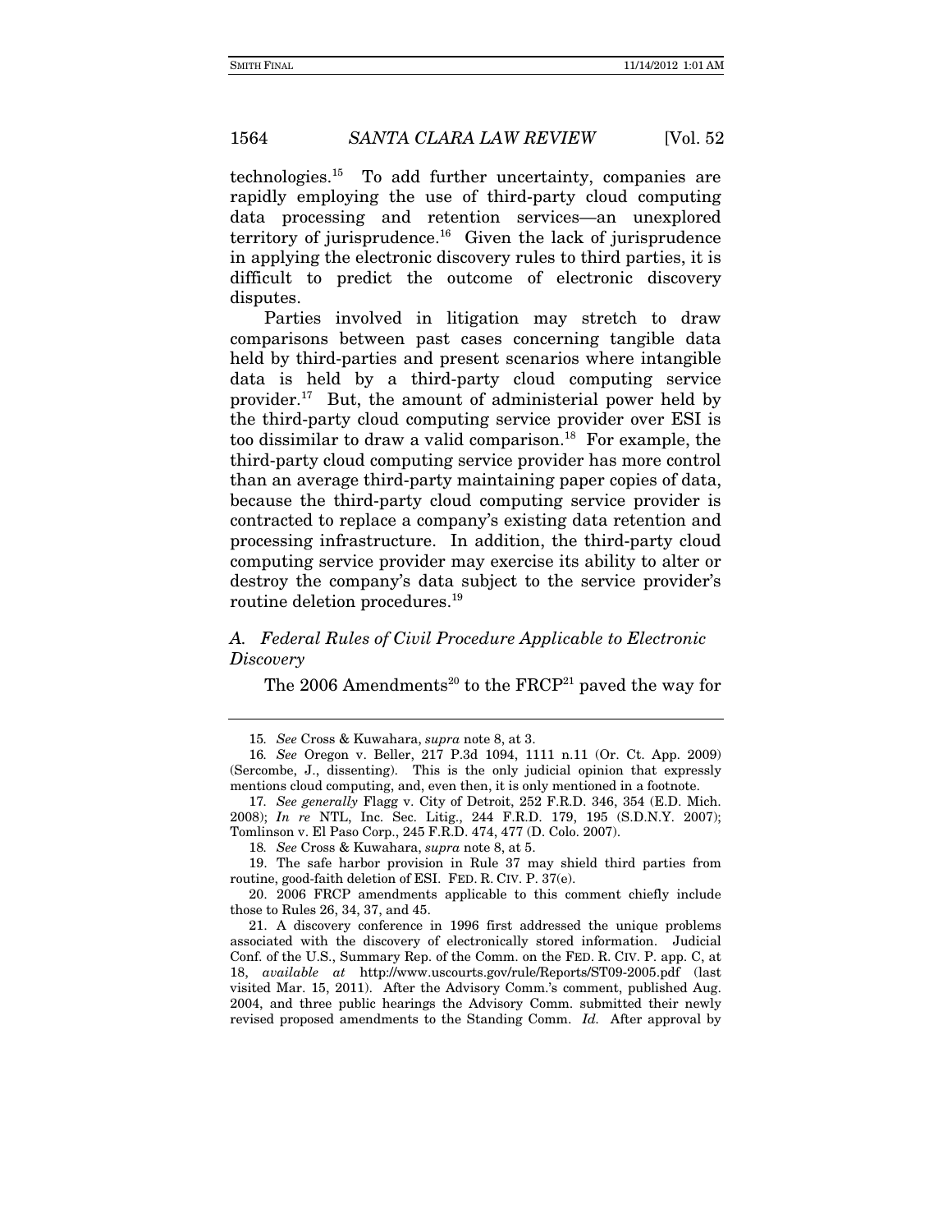technologies.[15] To add further uncertainty, companies are rapidly employing the use of third-party cloud computing data processing and retention services—an unexplored territory of jurisprudence.[16] Given the lack of jurisprudence in applying the electronic discovery rules to third parties, it is difficult to predict the outcome of electronic discovery disputes.

Parties involved in litigation may stretch to draw comparisons between past cases concerning tangible data held by third-parties and present scenarios where intangible data is held by a third-party cloud computing service provider.[17] But, the amount of administerial power held by the third-party cloud computing service provider over ESI is too dissimilar to draw a valid comparison.[18] For example, the third-party cloud computing service provider has more control than an average third-party maintaining paper copies of data, because the third-party cloud computing service provider is contracted to replace a company's existing data retention and processing infrastructure. In addition, the third-party cloud computing service provider may exercise its ability to alter or destroy the company's data subject to the service provider's routine deletion procedures.[19]

### *A. Federal Rules of Civil Procedure Applicable to Electronic Discovery*

The 2006 Amendments[20] to the FRCP[21] paved the way for

---

15. *See* Cross & Kuwahara, *supra* note 8, at 3.

16. *See* Oregon v. Beller, 217 P.3d 1094, 1111 n.11 (Or. Ct. App. 2009) (Sercombe, J., dissenting). This is the only judicial opinion that expressly mentions cloud computing, and, even then, it is only mentioned in a footnote.

17. *See generally* Flagg v. City of Detroit, 252 F.R.D. 346, 354 (E.D. Mich. 2008); *In re* NTL, Inc. Sec. Litig., 244 F.R.D. 179, 195 (S.D.N.Y. 2007); Tomlinson v. El Paso Corp., 245 F.R.D. 474, 477 (D. Colo. 2007).

18. *See* Cross & Kuwahara, *supra* note 8, at 5.

19. The safe harbor provision in Rule 37 may shield third parties from routine, good-faith deletion of ESI. FED. R. CIV. P. 37(e).

20. 2006 FRCP amendments applicable to this comment chiefly include those to Rules 26, 34, 37, and 45.

21. A discovery conference in 1996 first addressed the unique problems associated with the discovery of electronically stored information. Judicial Conf. of the U.S., Summary Rep. of the Comm. on the FED. R. CIV. P. app. C, at 18, *available at* http://www.uscourts.gov/rule/Reports/ST09-2005.pdf (last visited Mar. 15, 2011). After the Advisory Comm.'s comment, published Aug. 2004, and three public hearings the Advisory Comm. submitted their newly revised proposed amendments to the Standing Comm. *Id.* After approval by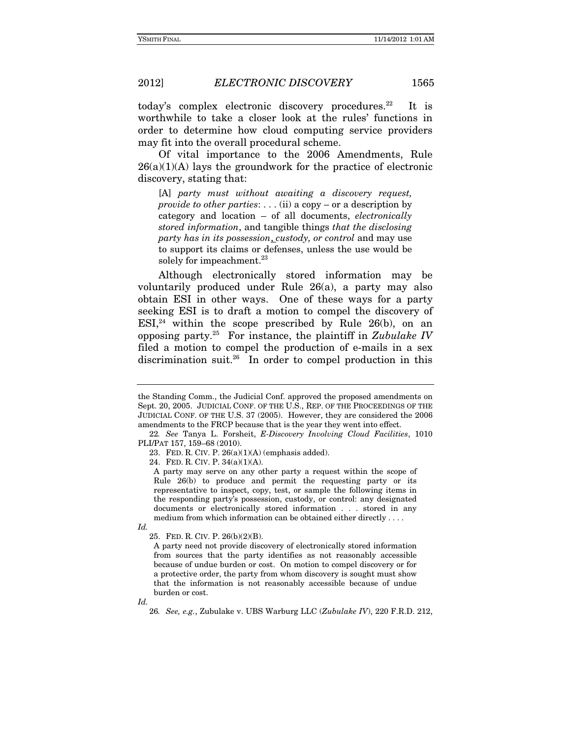today's complex electronic discovery procedures.[22] It is worthwhile to take a closer look at the rules' functions in order to determine how cloud computing service providers may fit into the overall procedural scheme.

Of vital importance to the 2006 Amendments, Rule 26(a)(1)(A) lays the groundwork for the practice of electronic discovery, stating that:

> [A] *party must without awaiting a discovery request, provide to other parties*: . . . (ii) a copy – or a description by category and location – of all documents, *electronically stored information*, and tangible things *that the disclosing party has in its possession, custody, or control* and may use to support its claims or defenses, unless the use would be solely for impeachment.[23]

Although electronically stored information may be voluntarily produced under Rule 26(a), a party may also obtain ESI in other ways. One of these ways for a party seeking ESI is to draft a motion to compel the discovery of ESI,[24] within the scope prescribed by Rule 26(b), on an opposing party.[25] For instance, the plaintiff in *Zubulake IV* filed a motion to compel the production of e-mails in a sex discrimination suit.[26] In order to compel production in this

---

the Standing Comm., the Judicial Conf. approved the proposed amendments on Sept. 20, 2005. JUDICIAL CONF. OF THE U.S., REP. OF THE PROCEEDINGS OF THE JUDICIAL CONF. OF THE U.S. 37 (2005). However, they are considered the 2006 amendments to the FRCP because that is the year they went into effect.

22. *See* Tanya L. Forsheit, *E-Discovery Involving Cloud Facilities*, 1010 PLI/PAT 157, 159–68 (2010).

23. FED. R. CIV. P. 26(a)(1)(A) (emphasis added).

24. FED. R. CIV. P. 34(a)(1)(A).

> A party may serve on any other party a request within the scope of Rule 26(b) to produce and permit the requesting party or its representative to inspect, copy, test, or sample the following items in the responding party's possession, custody, or control: any designated documents or electronically stored information . . . stored in any medium from which information can be obtained either directly . . . .

*Id.*

25. FED. R. CIV. P. 26(b)(2)(B).

> A party need not provide discovery of electronically stored information from sources that the party identifies as not reasonably accessible because of undue burden or cost. On motion to compel discovery or for a protective order, the party from whom discovery is sought must show that the information is not reasonably accessible because of undue burden or cost.

*Id.*

26. *See, e.g.*, Zubulake v. UBS Warburg LLC (*Zubulake IV*), 220 F.R.D. 212,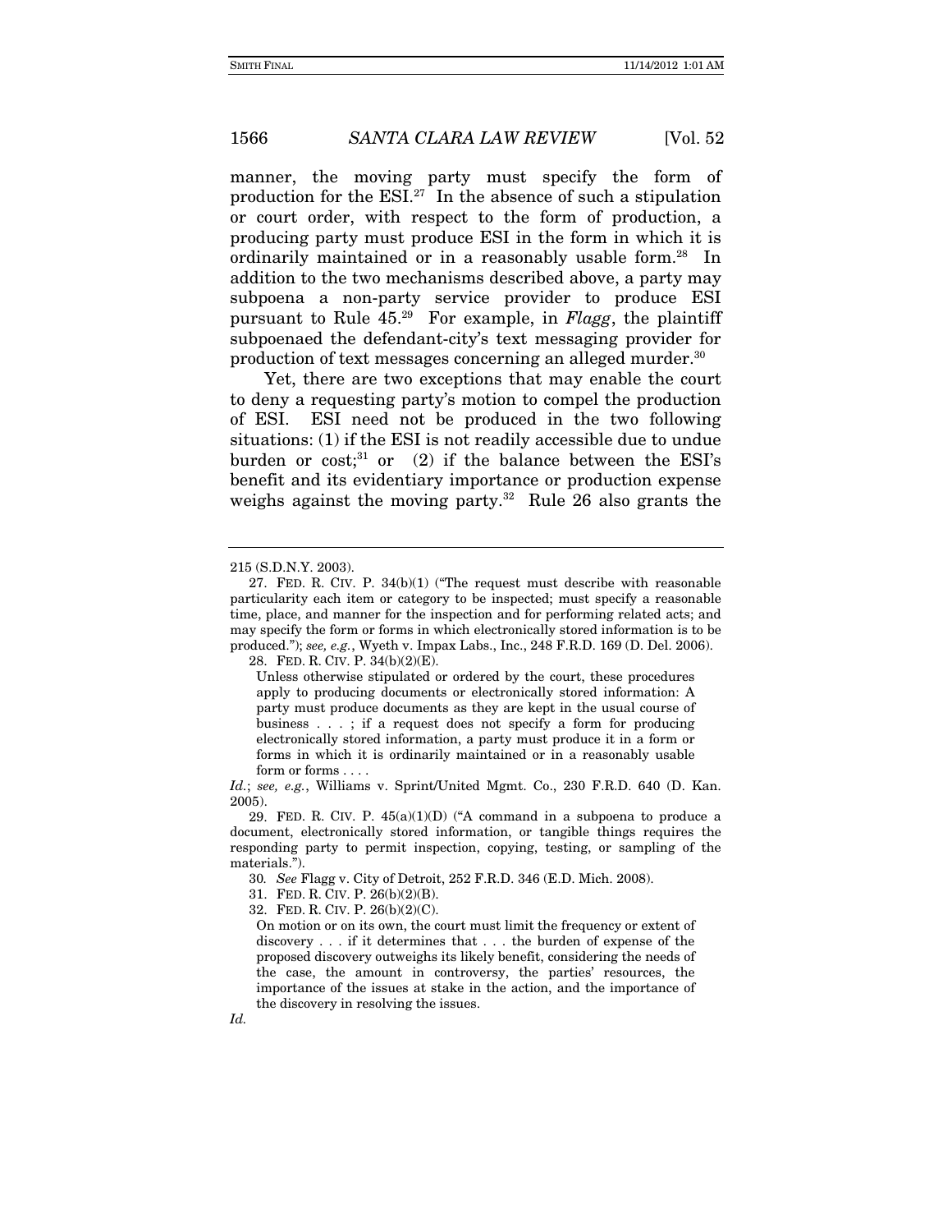manner, the moving party must specify the form of production for the ESI.[27] In the absence of such a stipulation or court order, with respect to the form of production, a producing party must produce ESI in the form in which it is ordinarily maintained or in a reasonably usable form.[28] In addition to the two mechanisms described above, a party may subpoena a non-party service provider to produce ESI pursuant to Rule 45.[29] For example, in *Flagg*, the plaintiff subpoenaed the defendant-city's text messaging provider for production of text messages concerning an alleged murder.[30]

Yet, there are two exceptions that may enable the court to deny a requesting party's motion to compel the production of ESI. ESI need not be produced in the two following situations: (1) if the ESI is not readily accessible due to undue burden or cost;[31] or (2) if the balance between the ESI's benefit and its evidentiary importance or production expense weighs against the moving party.[32] Rule 26 also grants the

---

215 (S.D.N.Y. 2003).

27. FED. R. CIV. P. 34(b)(1) ("The request must describe with reasonable particularity each item or category to be inspected; must specify a reasonable time, place, and manner for the inspection and for performing related acts; and may specify the form or forms in which electronically stored information is to be produced."); *see, e.g.*, Wyeth v. Impax Labs., Inc., 248 F.R.D. 169 (D. Del. 2006).

28. FED. R. CIV. P. 34(b)(2)(E).

> Unless otherwise stipulated or ordered by the court, these procedures apply to producing documents or electronically stored information: A party must produce documents as they are kept in the usual course of business . . . ; if a request does not specify a form for producing electronically stored information, a party must produce it in a form or forms in which it is ordinarily maintained or in a reasonably usable form or forms . . . .

*Id.*; *see, e.g.*, Williams v. Sprint/United Mgmt. Co., 230 F.R.D. 640 (D. Kan. 2005).

29. FED. R. CIV. P. 45(a)(1)(D) ("A command in a subpoena to produce a document, electronically stored information, or tangible things requires the responding party to permit inspection, copying, testing, or sampling of the materials.").

30. *See* Flagg v. City of Detroit, 252 F.R.D. 346 (E.D. Mich. 2008).

31. FED. R. CIV. P. 26(b)(2)(B).

32. FED. R. CIV. P. 26(b)(2)(C).

> On motion or on its own, the court must limit the frequency or extent of discovery . . . if it determines that . . . the burden of expense of the proposed discovery outweighs its likely benefit, considering the needs of the case, the amount in controversy, the parties' resources, the importance of the issues at stake in the action, and the importance of the discovery in resolving the issues.

*Id.*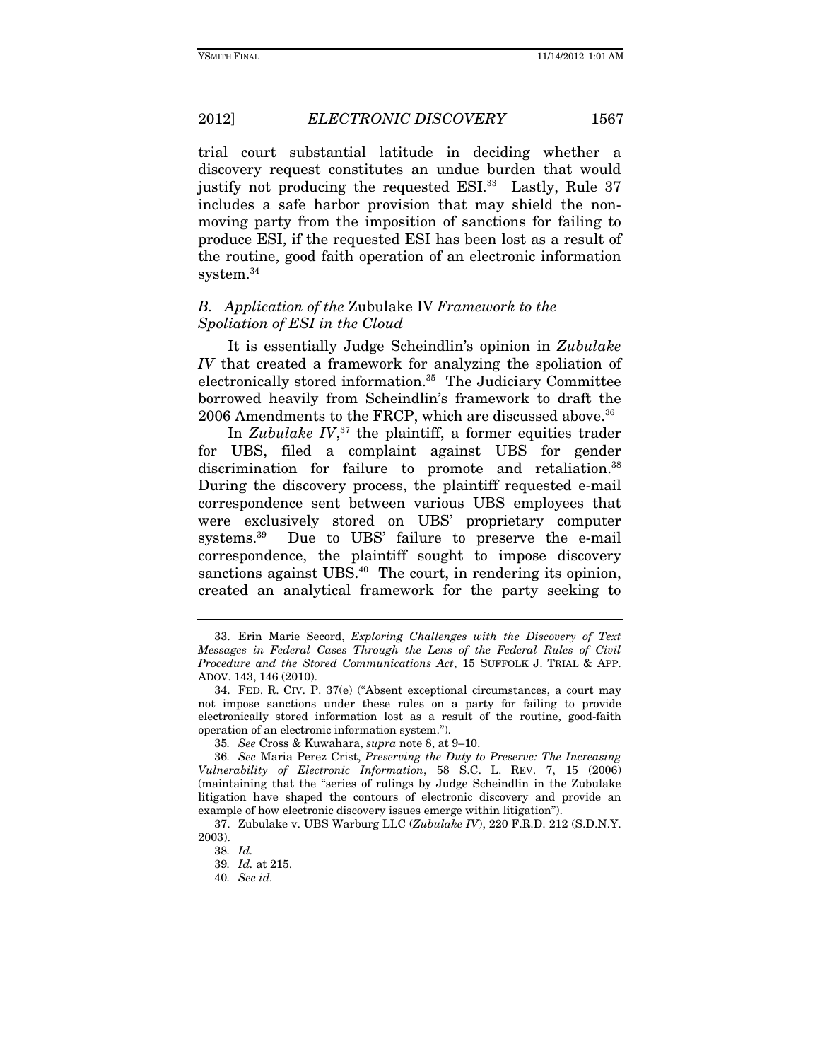trial court substantial latitude in deciding whether a discovery request constitutes an undue burden that would justify not producing the requested ESI.[33] Lastly, Rule 37 includes a safe harbor provision that may shield the non-moving party from the imposition of sanctions for failing to produce ESI, if the requested ESI has been lost as a result of the routine, good faith operation of an electronic information system.[34]

### *B. Application of the* Zubulake IV *Framework to the Spoliation of ESI in the Cloud*

It is essentially Judge Scheindlin's opinion in *Zubulake IV* that created a framework for analyzing the spoliation of electronically stored information.[35] The Judiciary Committee borrowed heavily from Scheindlin's framework to draft the 2006 Amendments to the FRCP, which are discussed above.[36]

In *Zubulake IV*,[37] the plaintiff, a former equities trader for UBS, filed a complaint against UBS for gender discrimination for failure to promote and retaliation.[38] During the discovery process, the plaintiff requested e-mail correspondence sent between various UBS employees that were exclusively stored on UBS' proprietary computer systems.[39] Due to UBS' failure to preserve the e-mail correspondence, the plaintiff sought to impose discovery sanctions against UBS.[40] The court, in rendering its opinion, created an analytical framework for the party seeking to

---

33. Erin Marie Secord, *Exploring Challenges with the Discovery of Text Messages in Federal Cases Through the Lens of the Federal Rules of Civil Procedure and the Stored Communications Act*, 15 SUFFOLK J. TRIAL & APP. ADOV. 143, 146 (2010).

34. FED. R. CIV. P. 37(e) ("Absent exceptional circumstances, a court may not impose sanctions under these rules on a party for failing to provide electronically stored information lost as a result of the routine, good-faith operation of an electronic information system.").

35. *See* Cross & Kuwahara, *supra* note 8, at 9–10.

36. *See* Maria Perez Crist, *Preserving the Duty to Preserve: The Increasing Vulnerability of Electronic Information*, 58 S.C. L. REV. 7, 15 (2006) (maintaining that the "series of rulings by Judge Scheindlin in the Zubulake litigation have shaped the contours of electronic discovery and provide an example of how electronic discovery issues emerge within litigation").

37. Zubulake v. UBS Warburg LLC (*Zubulake IV*), 220 F.R.D. 212 (S.D.N.Y. 2003).

38. *Id.*

39. *Id.* at 215.

40. *See id.*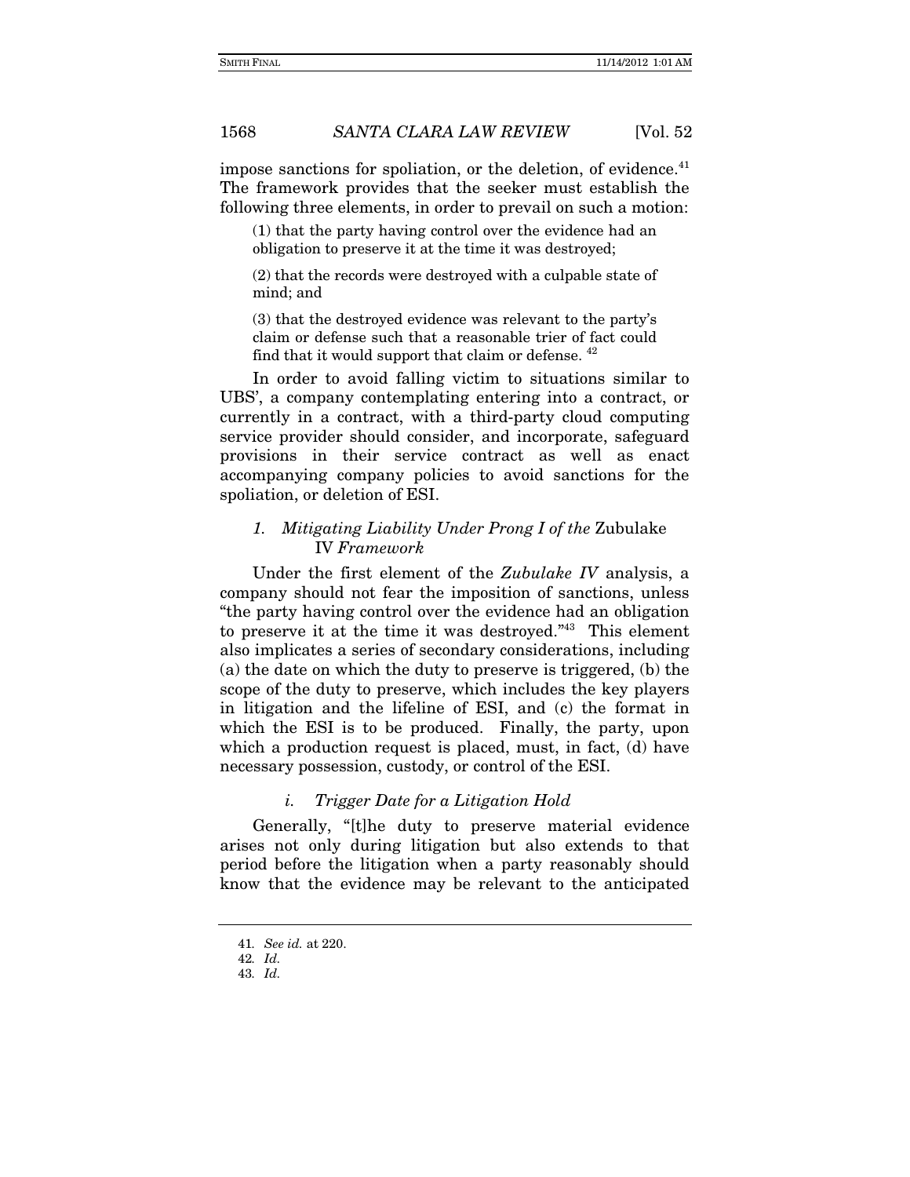impose sanctions for spoliation, or the deletion, of evidence.[41] The framework provides that the seeker must establish the following three elements, in order to prevail on such a motion:

> (1) that the party having control over the evidence had an obligation to preserve it at the time it was destroyed;
>
> (2) that the records were destroyed with a culpable state of mind; and
>
> (3) that the destroyed evidence was relevant to the party's claim or defense such that a reasonable trier of fact could find that it would support that claim or defense. [42]

In order to avoid falling victim to situations similar to UBS', a company contemplating entering into a contract, or currently in a contract, with a third-party cloud computing service provider should consider, and incorporate, safeguard provisions in their service contract as well as enact accompanying company policies to avoid sanctions for the spoliation, or deletion of ESI.

### 1. *Mitigating Liability Under Prong I of the* Zubulake IV *Framework*

Under the first element of the *Zubulake IV* analysis, a company should not fear the imposition of sanctions, unless "the party having control over the evidence had an obligation to preserve it at the time it was destroyed."[43] This element also implicates a series of secondary considerations, including (a) the date on which the duty to preserve is triggered, (b) the scope of the duty to preserve, which includes the key players in litigation and the lifeline of ESI, and (c) the format in which the ESI is to be produced. Finally, the party, upon which a production request is placed, must, in fact, (d) have necessary possession, custody, or control of the ESI.

#### i. *Trigger Date for a Litigation Hold*

Generally, "[t]he duty to preserve material evidence arises not only during litigation but also extends to that period before the litigation when a party reasonably should know that the evidence may be relevant to the anticipated

---

41. *See id.* at 220.
42. *Id.*
43. *Id.*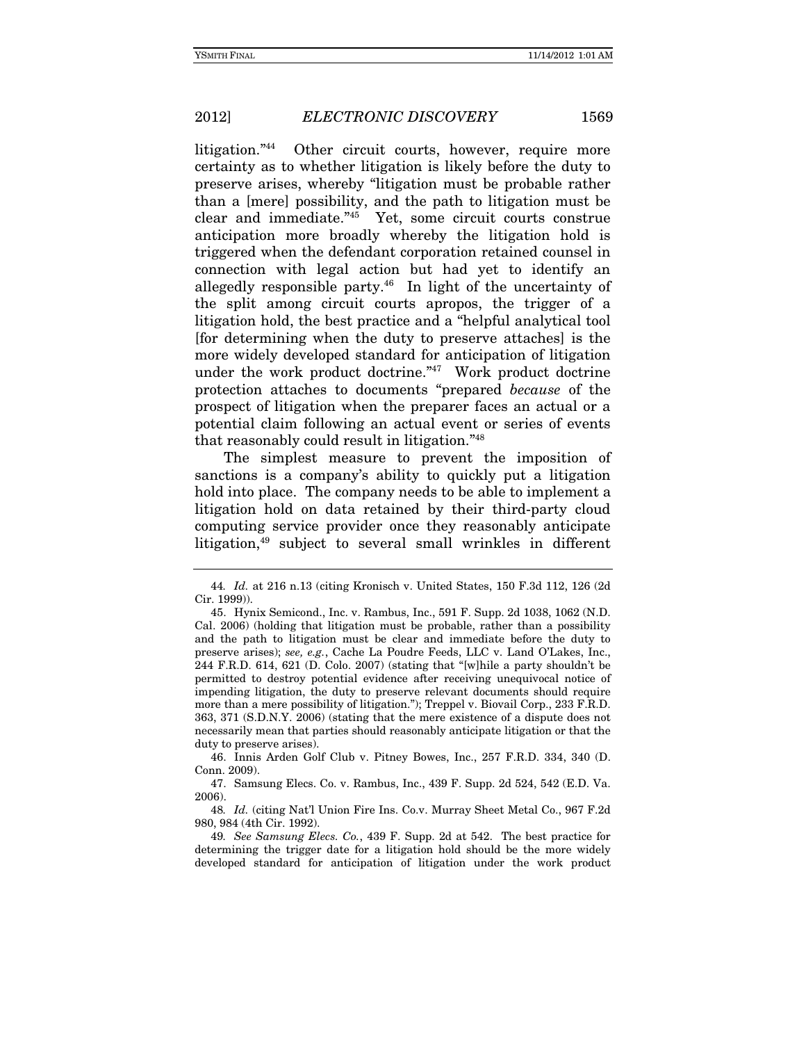litigation."[44] Other circuit courts, however, require more certainty as to whether litigation is likely before the duty to preserve arises, whereby "litigation must be probable rather than a [mere] possibility, and the path to litigation must be clear and immediate."[45] Yet, some circuit courts construe anticipation more broadly whereby the litigation hold is triggered when the defendant corporation retained counsel in connection with legal action but had yet to identify an allegedly responsible party.[46] In light of the uncertainty of the split among circuit courts apropos, the trigger of a litigation hold, the best practice and a "helpful analytical tool [for determining when the duty to preserve attaches] is the more widely developed standard for anticipation of litigation under the work product doctrine."[47] Work product doctrine protection attaches to documents "prepared *because* of the prospect of litigation when the preparer faces an actual or a potential claim following an actual event or series of events that reasonably could result in litigation."[48]

The simplest measure to prevent the imposition of sanctions is a company's ability to quickly put a litigation hold into place. The company needs to be able to implement a litigation hold on data retained by their third-party cloud computing service provider once they reasonably anticipate litigation,[49] subject to several small wrinkles in different

---

44. *Id.* at 216 n.13 (citing Kronisch v. United States, 150 F.3d 112, 126 (2d Cir. 1999)).

45. Hynix Semicond., Inc. v. Rambus, Inc., 591 F. Supp. 2d 1038, 1062 (N.D. Cal. 2006) (holding that litigation must be probable, rather than a possibility and the path to litigation must be clear and immediate before the duty to preserve arises); *see, e.g.*, Cache La Poudre Feeds, LLC v. Land O'Lakes, Inc., 244 F.R.D. 614, 621 (D. Colo. 2007) (stating that "[w]hile a party shouldn't be permitted to destroy potential evidence after receiving unequivocal notice of impending litigation, the duty to preserve relevant documents should require more than a mere possibility of litigation."); Treppel v. Biovail Corp., 233 F.R.D. 363, 371 (S.D.N.Y. 2006) (stating that the mere existence of a dispute does not necessarily mean that parties should reasonably anticipate litigation or that the duty to preserve arises).

46. Innis Arden Golf Club v. Pitney Bowes, Inc., 257 F.R.D. 334, 340 (D. Conn. 2009).

47. Samsung Elecs. Co. v. Rambus, Inc., 439 F. Supp. 2d 524, 542 (E.D. Va. 2006).

48. *Id.* (citing Nat'l Union Fire Ins. Co.v. Murray Sheet Metal Co., 967 F.2d 980, 984 (4th Cir. 1992).

49. *See Samsung Elecs. Co.*, 439 F. Supp. 2d at 542. The best practice for determining the trigger date for a litigation hold should be the more widely developed standard for anticipation of litigation under the work product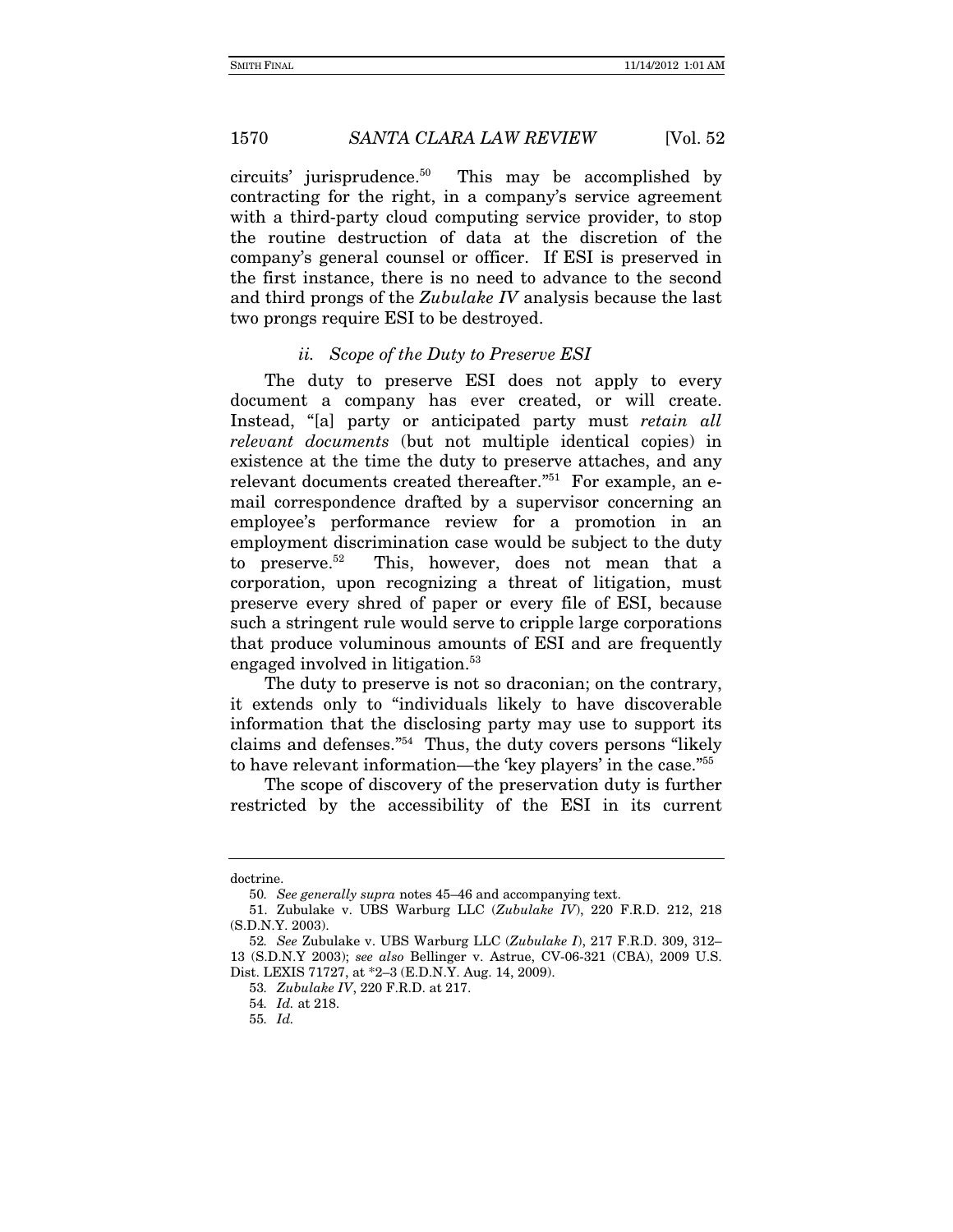circuits' jurisprudence.[50] This may be accomplished by contracting for the right, in a company's service agreement with a third-party cloud computing service provider, to stop the routine destruction of data at the discretion of the company's general counsel or officer. If ESI is preserved in the first instance, there is no need to advance to the second and third prongs of the *Zubulake IV* analysis because the last two prongs require ESI to be destroyed.

### *ii. Scope of the Duty to Preserve ESI*

The duty to preserve ESI does not apply to every document a company has ever created, or will create. Instead, "[a] party or anticipated party must *retain all relevant documents* (but not multiple identical copies) in existence at the time the duty to preserve attaches, and any relevant documents created thereafter."[51] For example, an e-mail correspondence drafted by a supervisor concerning an employee's performance review for a promotion in an employment discrimination case would be subject to the duty to preserve.[52] This, however, does not mean that a corporation, upon recognizing a threat of litigation, must preserve every shred of paper or every file of ESI, because such a stringent rule would serve to cripple large corporations that produce voluminous amounts of ESI and are frequently engaged involved in litigation.[53]

The duty to preserve is not so draconian; on the contrary, it extends only to "individuals likely to have discoverable information that the disclosing party may use to support its claims and defenses."[54] Thus, the duty covers persons "likely to have relevant information—the 'key players' in the case."[55]

The scope of discovery of the preservation duty is further restricted by the accessibility of the ESI in its current

---

doctrine.

50. *See generally supra* notes 45–46 and accompanying text.

51. Zubulake v. UBS Warburg LLC (*Zubulake IV*), 220 F.R.D. 212, 218 (S.D.N.Y. 2003).

52. *See* Zubulake v. UBS Warburg LLC (*Zubulake I*), 217 F.R.D. 309, 312–13 (S.D.N.Y 2003); *see also* Bellinger v. Astrue, CV-06-321 (CBA), 2009 U.S. Dist. LEXIS 71727, at *2–3 (E.D.N.Y. Aug. 14, 2009).

53. *Zubulake IV*, 220 F.R.D. at 217.

54. *Id.* at 218.

55. *Id.*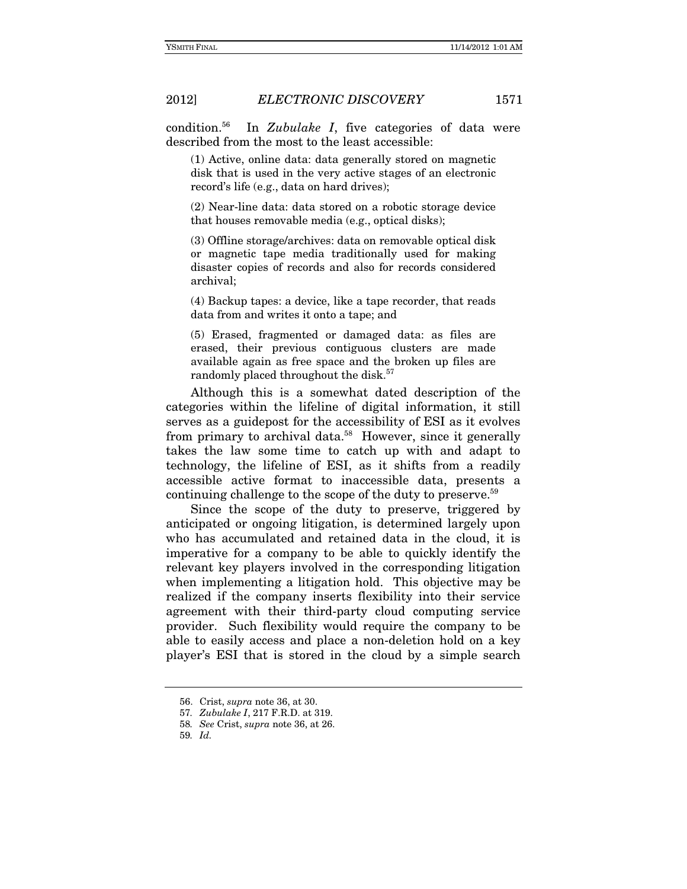condition.[56] In *Zubulake I*, five categories of data were described from the most to the least accessible:

> (1) Active, online data: data generally stored on magnetic disk that is used in the very active stages of an electronic record's life (e.g., data on hard drives);
>
> (2) Near-line data: data stored on a robotic storage device that houses removable media (e.g., optical disks);
>
> (3) Offline storage/archives: data on removable optical disk or magnetic tape media traditionally used for making disaster copies of records and also for records considered archival;
>
> (4) Backup tapes: a device, like a tape recorder, that reads data from and writes it onto a tape; and
>
> (5) Erased, fragmented or damaged data: as files are erased, their previous contiguous clusters are made available again as free space and the broken up files are randomly placed throughout the disk.[57]

Although this is a somewhat dated description of the categories within the lifeline of digital information, it still serves as a guidepost for the accessibility of ESI as it evolves from primary to archival data.[58] However, since it generally takes the law some time to catch up with and adapt to technology, the lifeline of ESI, as it shifts from a readily accessible active format to inaccessible data, presents a continuing challenge to the scope of the duty to preserve.[59]

Since the scope of the duty to preserve, triggered by anticipated or ongoing litigation, is determined largely upon who has accumulated and retained data in the cloud, it is imperative for a company to be able to quickly identify the relevant key players involved in the corresponding litigation when implementing a litigation hold. This objective may be realized if the company inserts flexibility into their service agreement with their third-party cloud computing service provider. Such flexibility would require the company to be able to easily access and place a non-deletion hold on a key player's ESI that is stored in the cloud by a simple search

---

56. Crist, *supra* note 36, at 30.

57. *Zubulake I*, 217 F.R.D. at 319.

58. *See* Crist, *supra* note 36, at 26.

59. *Id.*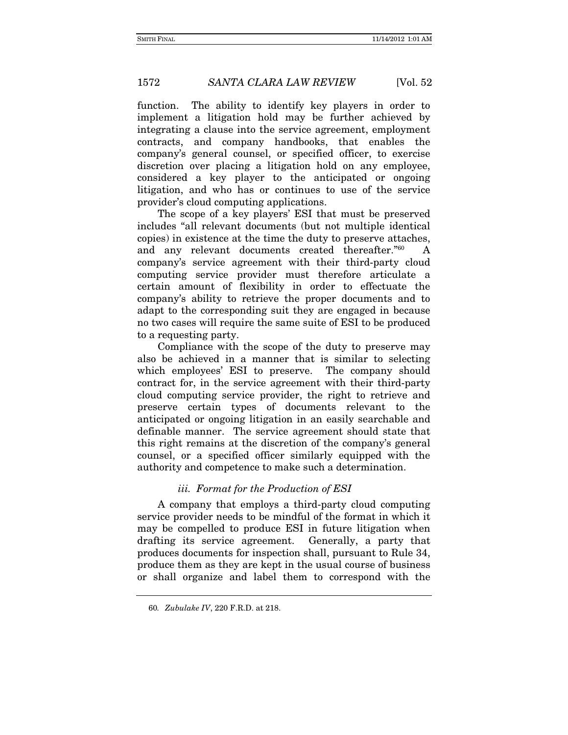function. The ability to identify key players in order to implement a litigation hold may be further achieved by integrating a clause into the service agreement, employment contracts, and company handbooks, that enables the company's general counsel, or specified officer, to exercise discretion over placing a litigation hold on any employee, considered a key player to the anticipated or ongoing litigation, and who has or continues to use of the service provider's cloud computing applications.

The scope of a key players' ESI that must be preserved includes "all relevant documents (but not multiple identical copies) in existence at the time the duty to preserve attaches, and any relevant documents created thereafter."[60] A company's service agreement with their third-party cloud computing service provider must therefore articulate a certain amount of flexibility in order to effectuate the company's ability to retrieve the proper documents and to adapt to the corresponding suit they are engaged in because no two cases will require the same suite of ESI to be produced to a requesting party.

Compliance with the scope of the duty to preserve may also be achieved in a manner that is similar to selecting which employees' ESI to preserve. The company should contract for, in the service agreement with their third-party cloud computing service provider, the right to retrieve and preserve certain types of documents relevant to the anticipated or ongoing litigation in an easily searchable and definable manner. The service agreement should state that this right remains at the discretion of the company's general counsel, or a specified officer similarly equipped with the authority and competence to make such a determination.

### *iii. Format for the Production of ESI*

A company that employs a third-party cloud computing service provider needs to be mindful of the format in which it may be compelled to produce ESI in future litigation when drafting its service agreement. Generally, a party that produces documents for inspection shall, pursuant to Rule 34, produce them as they are kept in the usual course of business or shall organize and label them to correspond with the

---

60. *Zubulake IV*, 220 F.R.D. at 218.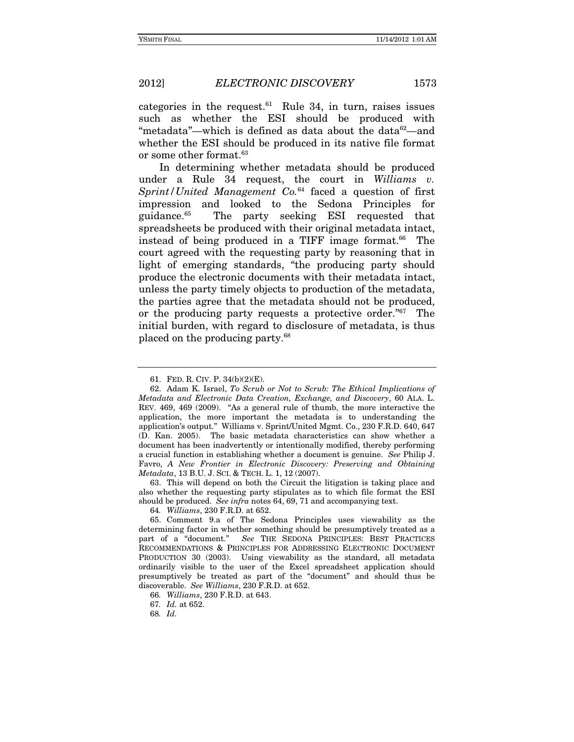categories in the request.[61] Rule 34, in turn, raises issues such as whether the ESI should be produced with "metadata"—which is defined as data about the data[62]—and whether the ESI should be produced in its native file format or some other format.[63]

In determining whether metadata should be produced under a Rule 34 request, the court in *Williams v. Sprint/United Management Co.*[64] faced a question of first impression and looked to the Sedona Principles for guidance.[65] The party seeking ESI requested that spreadsheets be produced with their original metadata intact, instead of being produced in a TIFF image format.[66] The court agreed with the requesting party by reasoning that in light of emerging standards, "the producing party should produce the electronic documents with their metadata intact, unless the party timely objects to production of the metadata, the parties agree that the metadata should not be produced, or the producing party requests a protective order."[67] The initial burden, with regard to disclosure of metadata, is thus placed on the producing party.[68]

---

61. FED. R. CIV. P. 34(b)(2)(E).

62. Adam K. Israel, *To Scrub or Not to Scrub: The Ethical Implications of Metadata and Electronic Data Creation, Exchange, and Discovery*, 60 ALA. L. REV. 469, 469 (2009). "As a general rule of thumb, the more interactive the application, the more important the metadata is to understanding the application's output." Williams v. Sprint/United Mgmt. Co., 230 F.R.D. 640, 647 (D. Kan. 2005). The basic metadata characteristics can show whether a document has been inadvertently or intentionally modified, thereby performing a crucial function in establishing whether a document is genuine. *See* Philip J. Favro, *A New Frontier in Electronic Discovery: Preserving and Obtaining Metadata*, 13 B.U. J. SCI. & TECH. L. 1, 12 (2007).

63. This will depend on both the Circuit the litigation is taking place and also whether the requesting party stipulates as to which file format the ESI should be produced. *See infra* notes 64, 69, 71 and accompanying text.

64. *Williams*, 230 F.R.D. at 652.

65. Comment 9.a of The Sedona Principles uses viewability as the determining factor in whether something should be presumptively treated as a part of a "document." *See* THE SEDONA PRINCIPLES: BEST PRACTICES RECOMMENDATIONS & PRINCIPLES FOR ADDRESSING ELECTRONIC DOCUMENT PRODUCTION 30 (2003). Using viewability as the standard, all metadata ordinarily visible to the user of the Excel spreadsheet application should presumptively be treated as part of the "document" and should thus be discoverable. *See Williams*, 230 F.R.D. at 652.

66. *Williams*, 230 F.R.D. at 643.

67. *Id.* at 652.

68. *Id.*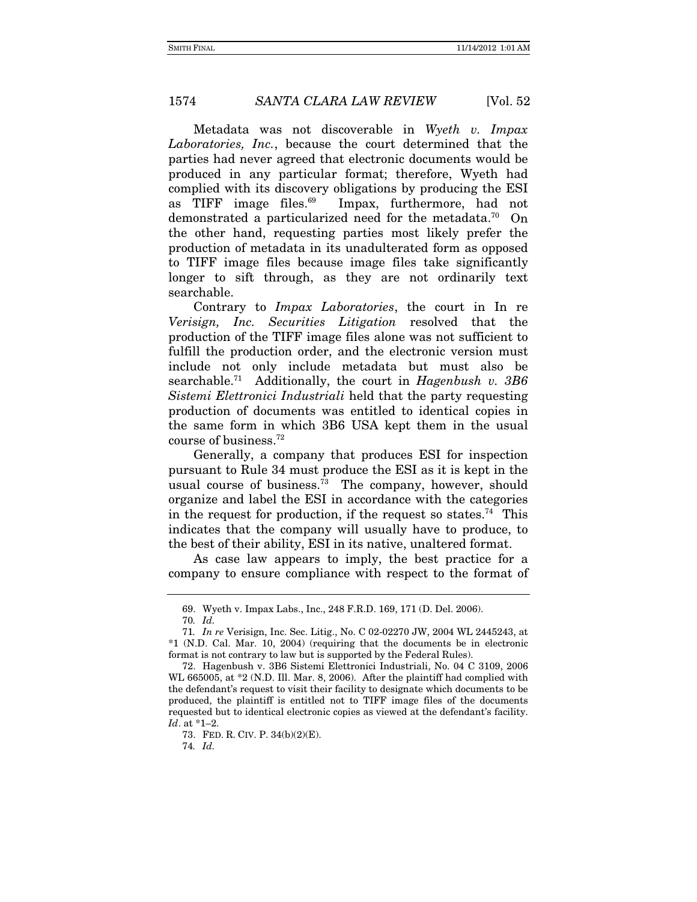Metadata was not discoverable in *Wyeth v. Impax Laboratories, Inc.*, because the court determined that the parties had never agreed that electronic documents would be produced in any particular format; therefore, Wyeth had complied with its discovery obligations by producing the ESI as TIFF image files.[69] Impax, furthermore, had not demonstrated a particularized need for the metadata.[70] On the other hand, requesting parties most likely prefer the production of metadata in its unadulterated form as opposed to TIFF image files because image files take significantly longer to sift through, as they are not ordinarily text searchable.

Contrary to *Impax Laboratories*, the court in In re *Verisign, Inc. Securities Litigation* resolved that the production of the TIFF image files alone was not sufficient to fulfill the production order, and the electronic version must include not only include metadata but must also be searchable.[71] Additionally, the court in *Hagenbush v. 3B6 Sistemi Elettronici Industriali* held that the party requesting production of documents was entitled to identical copies in the same form in which 3B6 USA kept them in the usual course of business.[72]

Generally, a company that produces ESI for inspection pursuant to Rule 34 must produce the ESI as it is kept in the usual course of business.[73] The company, however, should organize and label the ESI in accordance with the categories in the request for production, if the request so states.[74] This indicates that the company will usually have to produce, to the best of their ability, ESI in its native, unaltered format.

As case law appears to imply, the best practice for a company to ensure compliance with respect to the format of

---

69. Wyeth v. Impax Labs., Inc., 248 F.R.D. 169, 171 (D. Del. 2006).

70. *Id.*

71. *In re* Verisign, Inc. Sec. Litig., No. C 02-02270 JW, 2004 WL 2445243, at *1 (N.D. Cal. Mar. 10, 2004) (requiring that the documents be in electronic format is not contrary to law but is supported by the Federal Rules).

72. Hagenbush v. 3B6 Sistemi Elettronici Industriali, No. 04 C 3109, 2006 WL 665005, at *2 (N.D. Ill. Mar. 8, 2006). After the plaintiff had complied with the defendant's request to visit their facility to designate which documents to be produced, the plaintiff is entitled not to TIFF image files of the documents requested but to identical electronic copies as viewed at the defendant's facility. *Id*. at *1–2.

73. FED. R. CIV. P. 34(b)(2)(E).

74. *Id.*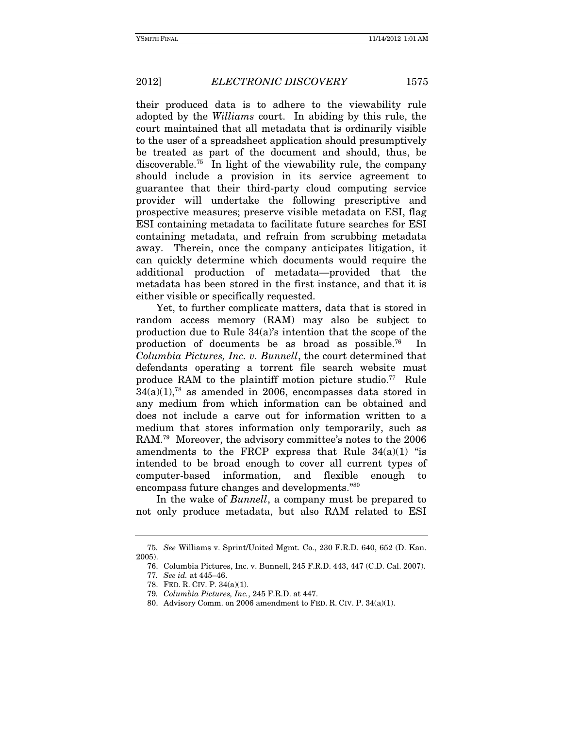their produced data is to adhere to the viewability rule adopted by the *Williams* court. In abiding by this rule, the court maintained that all metadata that is ordinarily visible to the user of a spreadsheet application should presumptively be treated as part of the document and should, thus, be discoverable.[75] In light of the viewability rule, the company should include a provision in its service agreement to guarantee that their third-party cloud computing service provider will undertake the following prescriptive and prospective measures; preserve visible metadata on ESI, flag ESI containing metadata to facilitate future searches for ESI containing metadata, and refrain from scrubbing metadata away. Therein, once the company anticipates litigation, it can quickly determine which documents would require the additional production of metadata—provided that the metadata has been stored in the first instance, and that it is either visible or specifically requested.

Yet, to further complicate matters, data that is stored in random access memory (RAM) may also be subject to production due to Rule 34(a)'s intention that the scope of the production of documents be as broad as possible.[76] In *Columbia Pictures, Inc. v. Bunnell*, the court determined that defendants operating a torrent file search website must produce RAM to the plaintiff motion picture studio.[77] Rule 34(a)(1),[78] as amended in 2006, encompasses data stored in any medium from which information can be obtained and does not include a carve out for information written to a medium that stores information only temporarily, such as RAM.[79] Moreover, the advisory committee's notes to the 2006 amendments to the FRCP express that Rule 34(a)(1) "is intended to be broad enough to cover all current types of computer-based information, and flexible enough to encompass future changes and developments."[80]

In the wake of *Bunnell*, a company must be prepared to not only produce metadata, but also RAM related to ESI

---

75. *See* Williams v. Sprint/United Mgmt. Co., 230 F.R.D. 640, 652 (D. Kan. 2005).

76. Columbia Pictures, Inc. v. Bunnell, 245 F.R.D. 443, 447 (C.D. Cal. 2007).

77. *See id.* at 445–46.

78. FED. R. CIV. P. 34(a)(1).

79. *Columbia Pictures, Inc.*, 245 F.R.D. at 447.

80. Advisory Comm. on 2006 amendment to FED. R. CIV. P. 34(a)(1).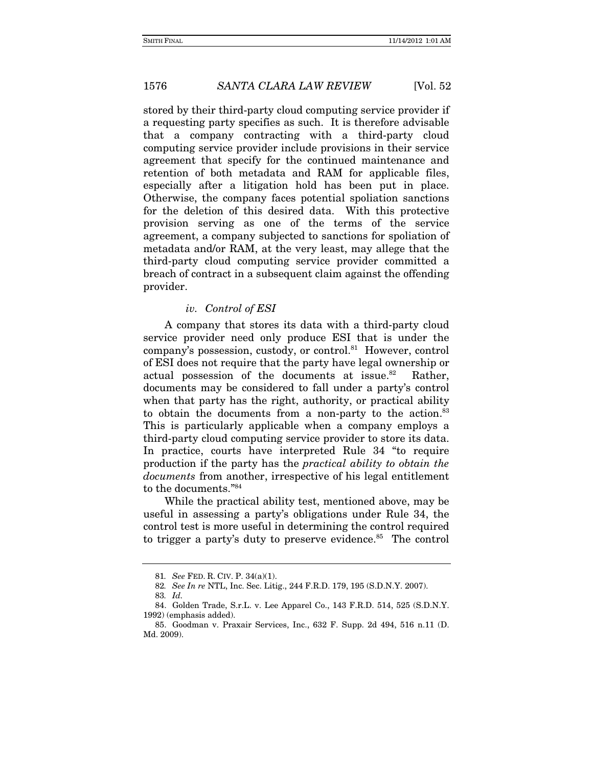stored by their third-party cloud computing service provider if a requesting party specifies as such. It is therefore advisable that a company contracting with a third-party cloud computing service provider include provisions in their service agreement that specify for the continued maintenance and retention of both metadata and RAM for applicable files, especially after a litigation hold has been put in place. Otherwise, the company faces potential spoliation sanctions for the deletion of this desired data. With this protective provision serving as one of the terms of the service agreement, a company subjected to sanctions for spoliation of metadata and/or RAM, at the very least, may allege that the third-party cloud computing service provider committed a breach of contract in a subsequent claim against the offending provider.

#### *iv. Control of ESI*

A company that stores its data with a third-party cloud service provider need only produce ESI that is under the company's possession, custody, or control.[81] However, control of ESI does not require that the party have legal ownership or actual possession of the documents at issue.[82] Rather, documents may be considered to fall under a party's control when that party has the right, authority, or practical ability to obtain the documents from a non-party to the action.[83] This is particularly applicable when a company employs a third-party cloud computing service provider to store its data. In practice, courts have interpreted Rule 34 "to require production if the party has the *practical ability to obtain the documents* from another, irrespective of his legal entitlement to the documents."[84]

While the practical ability test, mentioned above, may be useful in assessing a party's obligations under Rule 34, the control test is more useful in determining the control required to trigger a party's duty to preserve evidence.[85] The control

---

81. *See* FED. R. CIV. P. 34(a)(1).

82. *See In re* NTL, Inc. Sec. Litig., 244 F.R.D. 179, 195 (S.D.N.Y. 2007).

83. *Id.*

84. Golden Trade, S.r.L. v. Lee Apparel Co., 143 F.R.D. 514, 525 (S.D.N.Y. 1992) (emphasis added).

85. Goodman v. Praxair Services, Inc., 632 F. Supp. 2d 494, 516 n.11 (D. Md. 2009).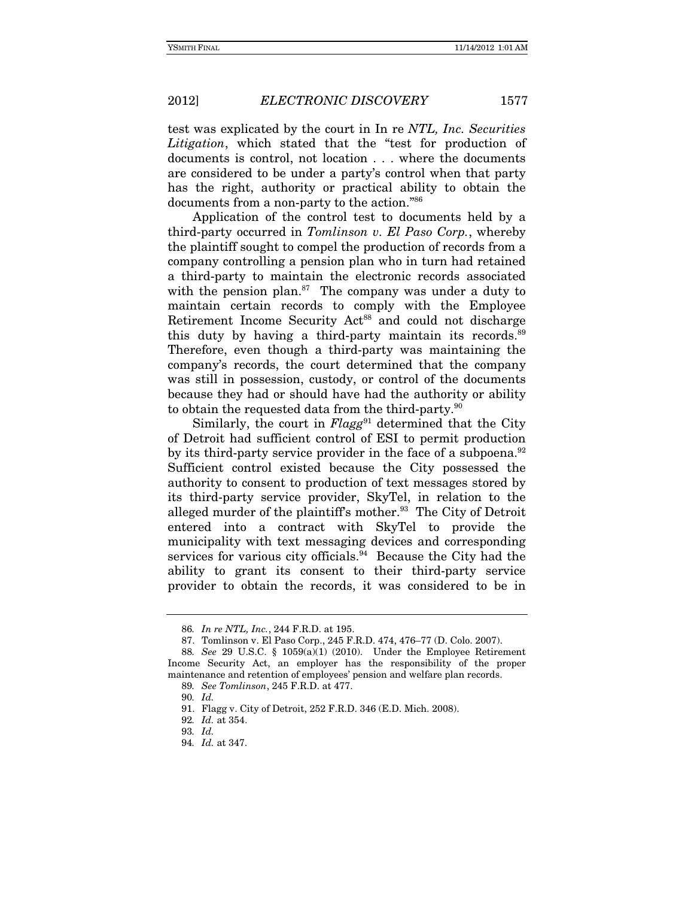test was explicated by the court in In re *NTL, Inc. Securities Litigation*, which stated that the "test for production of documents is control, not location . . . where the documents are considered to be under a party's control when that party has the right, authority or practical ability to obtain the documents from a non-party to the action."[86]

Application of the control test to documents held by a third-party occurred in *Tomlinson v. El Paso Corp.*, whereby the plaintiff sought to compel the production of records from a company controlling a pension plan who in turn had retained a third-party to maintain the electronic records associated with the pension plan.[87] The company was under a duty to maintain certain records to comply with the Employee Retirement Income Security Act[88] and could not discharge this duty by having a third-party maintain its records.[89] Therefore, even though a third-party was maintaining the company's records, the court determined that the company was still in possession, custody, or control of the documents because they had or should have had the authority or ability to obtain the requested data from the third-party.[90]

Similarly, the court in *Flagg*[91] determined that the City of Detroit had sufficient control of ESI to permit production by its third-party service provider in the face of a subpoena.[92] Sufficient control existed because the City possessed the authority to consent to production of text messages stored by its third-party service provider, SkyTel, in relation to the alleged murder of the plaintiff's mother.[93] The City of Detroit entered into a contract with SkyTel to provide the municipality with text messaging devices and corresponding services for various city officials.[94] Because the City had the ability to grant its consent to their third-party service provider to obtain the records, it was considered to be in

---

86. *In re NTL, Inc.*, 244 F.R.D. at 195.

87. Tomlinson v. El Paso Corp., 245 F.R.D. 474, 476–77 (D. Colo. 2007).

88. *See* 29 U.S.C. § 1059(a)(1) (2010). Under the Employee Retirement Income Security Act, an employer has the responsibility of the proper maintenance and retention of employees' pension and welfare plan records.

89. *See Tomlinson*, 245 F.R.D. at 477.

90. *Id.*

91. Flagg v. City of Detroit, 252 F.R.D. 346 (E.D. Mich. 2008).

92. *Id.* at 354.

93. *Id.*

94. *Id.* at 347.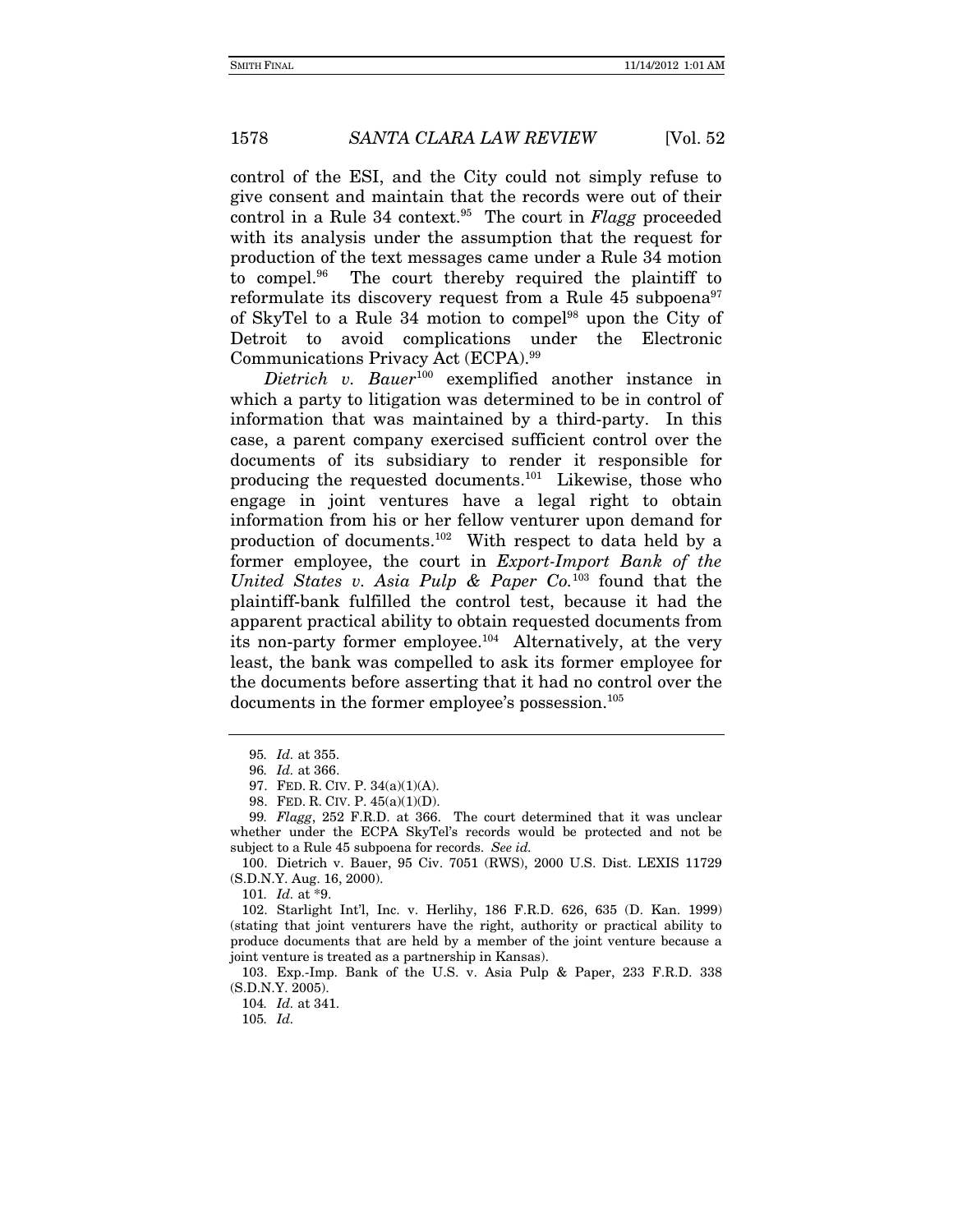control of the ESI, and the City could not simply refuse to give consent and maintain that the records were out of their control in a Rule 34 context.[95] The court in *Flagg* proceeded with its analysis under the assumption that the request for production of the text messages came under a Rule 34 motion to compel.[96] The court thereby required the plaintiff to reformulate its discovery request from a Rule 45 subpoena[97] of SkyTel to a Rule 34 motion to compel[98] upon the City of Detroit to avoid complications under the Electronic Communications Privacy Act (ECPA).[99]

*Dietrich v. Bauer*[100] exemplified another instance in which a party to litigation was determined to be in control of information that was maintained by a third-party. In this case, a parent company exercised sufficient control over the documents of its subsidiary to render it responsible for producing the requested documents.[101] Likewise, those who engage in joint ventures have a legal right to obtain information from his or her fellow venturer upon demand for production of documents.[102] With respect to data held by a former employee, the court in *Export-Import Bank of the United States v. Asia Pulp & Paper Co.*[103] found that the plaintiff-bank fulfilled the control test, because it had the apparent practical ability to obtain requested documents from its non-party former employee.[104] Alternatively, at the very least, the bank was compelled to ask its former employee for the documents before asserting that it had no control over the documents in the former employee's possession.[105]

---

95. *Id.* at 355.

96. *Id.* at 366.

97. FED. R. CIV. P. 34(a)(1)(A).

98. FED. R. CIV. P. 45(a)(1)(D).

99. *Flagg*, 252 F.R.D. at 366. The court determined that it was unclear whether under the ECPA SkyTel's records would be protected and not be subject to a Rule 45 subpoena for records. *See id.*

100. Dietrich v. Bauer, 95 Civ. 7051 (RWS), 2000 U.S. Dist. LEXIS 11729 (S.D.N.Y. Aug. 16, 2000).

101. *Id.* at *9.

102. Starlight Int'l, Inc. v. Herlihy, 186 F.R.D. 626, 635 (D. Kan. 1999) (stating that joint venturers have the right, authority or practical ability to produce documents that are held by a member of the joint venture because a joint venture is treated as a partnership in Kansas).

103. Exp.-Imp. Bank of the U.S. v. Asia Pulp & Paper, 233 F.R.D. 338 (S.D.N.Y. 2005).

104. *Id.* at 341.

105. *Id.*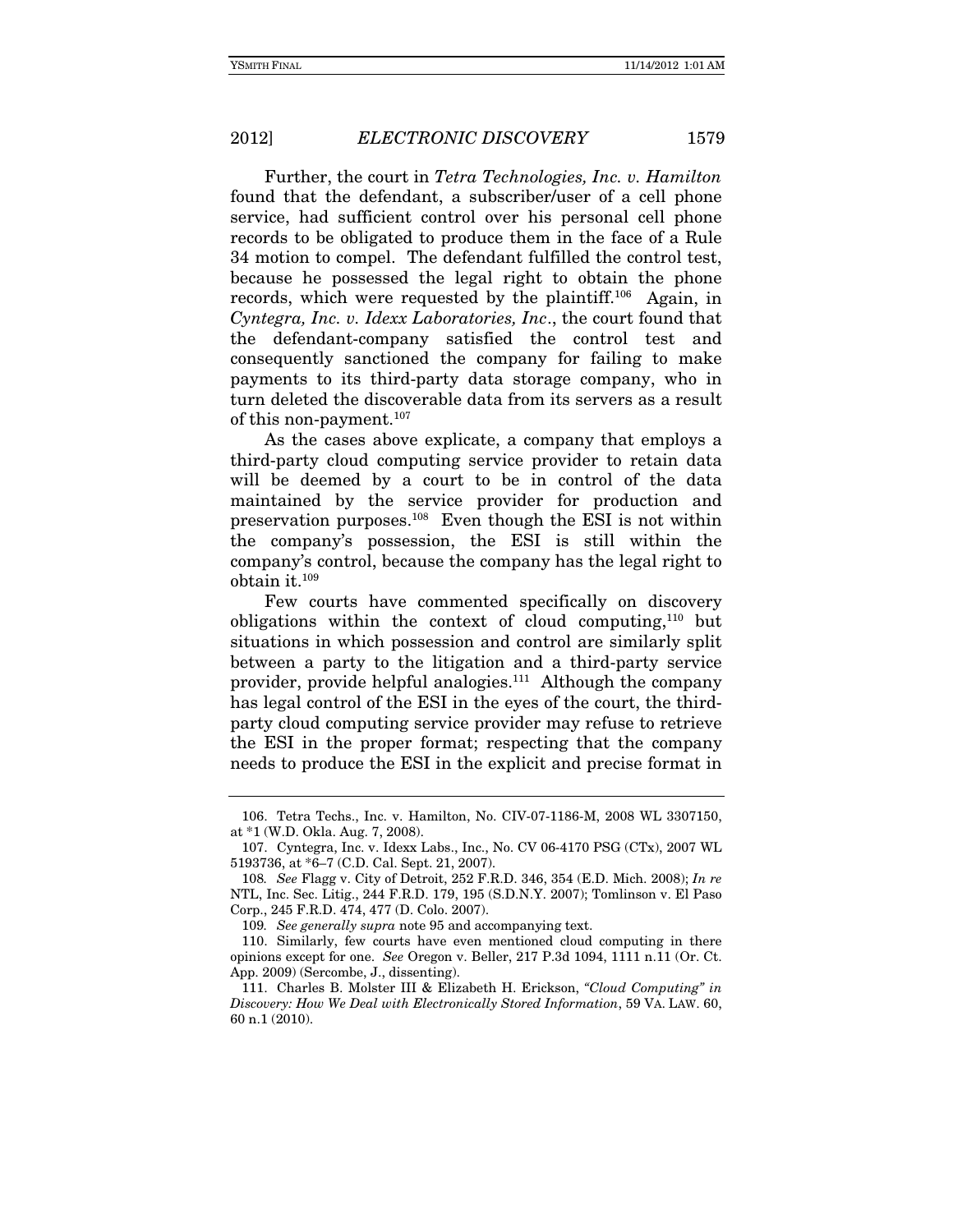Further, the court in *Tetra Technologies, Inc. v. Hamilton* found that the defendant, a subscriber/user of a cell phone service, had sufficient control over his personal cell phone records to be obligated to produce them in the face of a Rule 34 motion to compel. The defendant fulfilled the control test, because he possessed the legal right to obtain the phone records, which were requested by the plaintiff.[106] Again, in *Cyntegra, Inc. v. Idexx Laboratories, Inc*., the court found that the defendant-company satisfied the control test and consequently sanctioned the company for failing to make payments to its third-party data storage company, who in turn deleted the discoverable data from its servers as a result of this non-payment.[107]

As the cases above explicate, a company that employs a third-party cloud computing service provider to retain data will be deemed by a court to be in control of the data maintained by the service provider for production and preservation purposes.[108] Even though the ESI is not within the company's possession, the ESI is still within the company's control, because the company has the legal right to obtain it.[109]

Few courts have commented specifically on discovery obligations within the context of cloud computing,[110] but situations in which possession and control are similarly split between a party to the litigation and a third-party service provider, provide helpful analogies.[111] Although the company has legal control of the ESI in the eyes of the court, the third-party cloud computing service provider may refuse to retrieve the ESI in the proper format; respecting that the company needs to produce the ESI in the explicit and precise format in

---

106. Tetra Techs., Inc. v. Hamilton, No. CIV-07-1186-M, 2008 WL 3307150, at *1 (W.D. Okla. Aug. 7, 2008).

107. Cyntegra, Inc. v. Idexx Labs., Inc., No. CV 06-4170 PSG (CTx), 2007 WL 5193736, at *6–7 (C.D. Cal. Sept. 21, 2007).

108. *See* Flagg v. City of Detroit, 252 F.R.D. 346, 354 (E.D. Mich. 2008); *In re* NTL, Inc. Sec. Litig., 244 F.R.D. 179, 195 (S.D.N.Y. 2007); Tomlinson v. El Paso Corp., 245 F.R.D. 474, 477 (D. Colo. 2007).

109. *See generally supra* note 95 and accompanying text.

110. Similarly, few courts have even mentioned cloud computing in there opinions except for one. *See* Oregon v. Beller, 217 P.3d 1094, 1111 n.11 (Or. Ct. App. 2009) (Sercombe, J., dissenting).

111. Charles B. Molster III & Elizabeth H. Erickson, *"Cloud Computing" in Discovery: How We Deal with Electronically Stored Information*, 59 VA. LAW. 60, 60 n.1 (2010).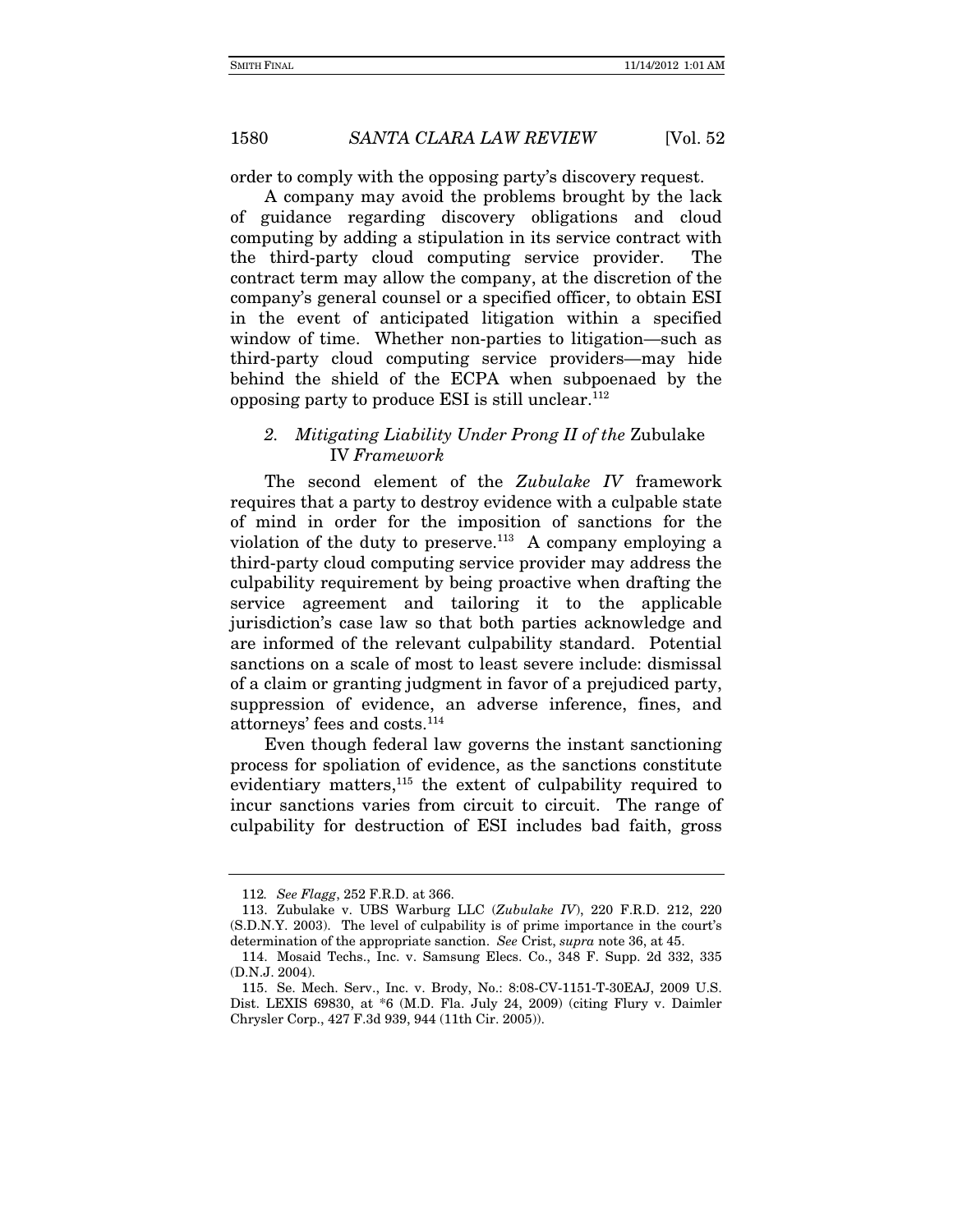order to comply with the opposing party's discovery request.

A company may avoid the problems brought by the lack of guidance regarding discovery obligations and cloud computing by adding a stipulation in its service contract with the third-party cloud computing service provider. The contract term may allow the company, at the discretion of the company's general counsel or a specified officer, to obtain ESI in the event of anticipated litigation within a specified window of time. Whether non-parties to litigation—such as third-party cloud computing service providers—may hide behind the shield of the ECPA when subpoenaed by the opposing party to produce ESI is still unclear.[112]

### *2. Mitigating Liability Under Prong II of the* Zubulake IV *Framework*

The second element of the *Zubulake IV* framework requires that a party to destroy evidence with a culpable state of mind in order for the imposition of sanctions for the violation of the duty to preserve.[113] A company employing a third-party cloud computing service provider may address the culpability requirement by being proactive when drafting the service agreement and tailoring it to the applicable jurisdiction's case law so that both parties acknowledge and are informed of the relevant culpability standard. Potential sanctions on a scale of most to least severe include: dismissal of a claim or granting judgment in favor of a prejudiced party, suppression of evidence, an adverse inference, fines, and attorneys' fees and costs.[114]

Even though federal law governs the instant sanctioning process for spoliation of evidence, as the sanctions constitute evidentiary matters,[115] the extent of culpability required to incur sanctions varies from circuit to circuit. The range of culpability for destruction of ESI includes bad faith, gross

---

112. *See Flagg*, 252 F.R.D. at 366.

113. Zubulake v. UBS Warburg LLC (*Zubulake IV*), 220 F.R.D. 212, 220 (S.D.N.Y. 2003). The level of culpability is of prime importance in the court's determination of the appropriate sanction. *See* Crist, *supra* note 36, at 45.

114. Mosaid Techs., Inc. v. Samsung Elecs. Co., 348 F. Supp. 2d 332, 335 (D.N.J. 2004).

115. Se. Mech. Serv., Inc. v. Brody, No.: 8:08-CV-1151-T-30EAJ, 2009 U.S. Dist. LEXIS 69830, at *6 (M.D. Fla. July 24, 2009) (citing Flury v. Daimler Chrysler Corp., 427 F.3d 939, 944 (11th Cir. 2005)).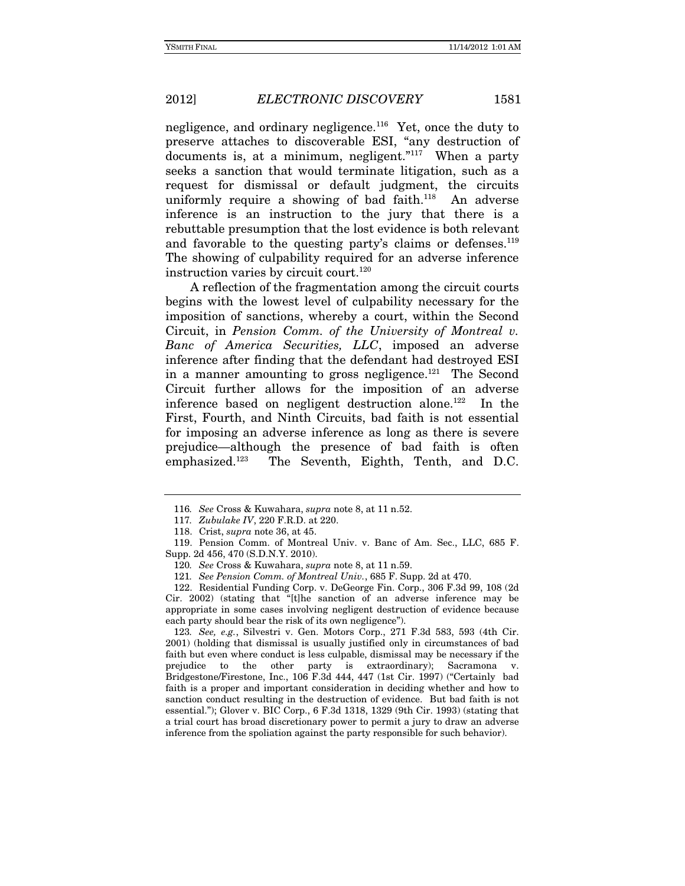negligence, and ordinary negligence.[116] Yet, once the duty to preserve attaches to discoverable ESI, "any destruction of documents is, at a minimum, negligent."[117] When a party seeks a sanction that would terminate litigation, such as a request for dismissal or default judgment, the circuits uniformly require a showing of bad faith.[118] An adverse inference is an instruction to the jury that there is a rebuttable presumption that the lost evidence is both relevant and favorable to the questing party's claims or defenses.[119] The showing of culpability required for an adverse inference instruction varies by circuit court.[120]

A reflection of the fragmentation among the circuit courts begins with the lowest level of culpability necessary for the imposition of sanctions, whereby a court, within the Second Circuit, in *Pension Comm. of the University of Montreal v. Banc of America Securities, LLC*, imposed an adverse inference after finding that the defendant had destroyed ESI in a manner amounting to gross negligence.[121] The Second Circuit further allows for the imposition of an adverse inference based on negligent destruction alone.[122] In the First, Fourth, and Ninth Circuits, bad faith is not essential for imposing an adverse inference as long as there is severe prejudice—although the presence of bad faith is often emphasized.[123] The Seventh, Eighth, Tenth, and D.C.

---

116. *See* Cross & Kuwahara, *supra* note 8, at 11 n.52.

117. *Zubulake IV*, 220 F.R.D. at 220.

118. Crist, *supra* note 36, at 45.

119. Pension Comm. of Montreal Univ. v. Banc of Am. Sec., LLC, 685 F. Supp. 2d 456, 470 (S.D.N.Y. 2010).

120. *See* Cross & Kuwahara, *supra* note 8, at 11 n.59.

121. *See Pension Comm. of Montreal Univ.*, 685 F. Supp. 2d at 470.

122. Residential Funding Corp. v. DeGeorge Fin. Corp., 306 F.3d 99, 108 (2d Cir. 2002) (stating that "[t]he sanction of an adverse inference may be appropriate in some cases involving negligent destruction of evidence because each party should bear the risk of its own negligence").

123. *See, e.g.*, Silvestri v. Gen. Motors Corp., 271 F.3d 583, 593 (4th Cir. 2001) (holding that dismissal is usually justified only in circumstances of bad faith but even where conduct is less culpable, dismissal may be necessary if the prejudice to the other party is extraordinary); Sacramona v. Bridgestone/Firestone, Inc., 106 F.3d 444, 447 (1st Cir. 1997) ("Certainly bad faith is a proper and important consideration in deciding whether and how to sanction conduct resulting in the destruction of evidence. But bad faith is not essential."); Glover v. BIC Corp., 6 F.3d 1318, 1329 (9th Cir. 1993) (stating that a trial court has broad discretionary power to permit a jury to draw an adverse inference from the spoliation against the party responsible for such behavior).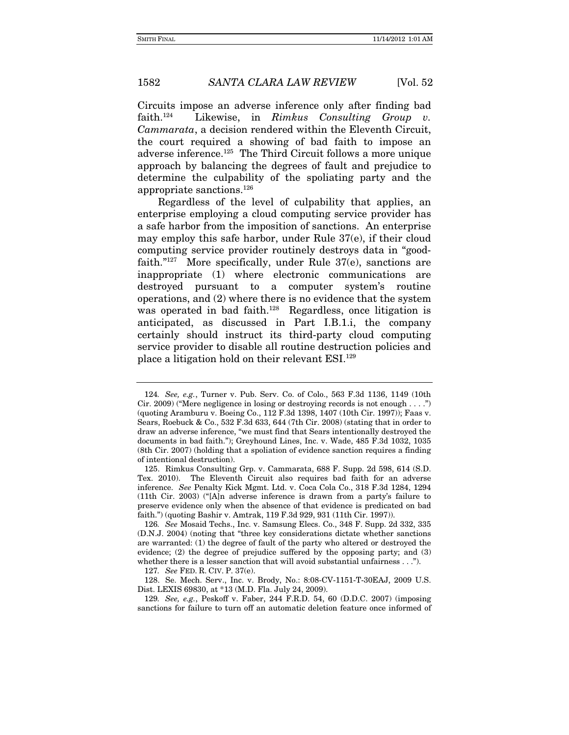Circuits impose an adverse inference only after finding bad faith.[124] Likewise, in *Rimkus Consulting Group v. Cammarata*, a decision rendered within the Eleventh Circuit, the court required a showing of bad faith to impose an adverse inference.[125] The Third Circuit follows a more unique approach by balancing the degrees of fault and prejudice to determine the culpability of the spoliating party and the appropriate sanctions.[126]

Regardless of the level of culpability that applies, an enterprise employing a cloud computing service provider has a safe harbor from the imposition of sanctions. An enterprise may employ this safe harbor, under Rule 37(e), if their cloud computing service provider routinely destroys data in "good-faith."[127] More specifically, under Rule 37(e), sanctions are inappropriate (1) where electronic communications are destroyed pursuant to a computer system's routine operations, and (2) where there is no evidence that the system was operated in bad faith.[128] Regardless, once litigation is anticipated, as discussed in Part I.B.1.i, the company certainly should instruct its third-party cloud computing service provider to disable all routine destruction policies and place a litigation hold on their relevant ESI.[129]

---

124. *See, e.g.*, Turner v. Pub. Serv. Co. of Colo., 563 F.3d 1136, 1149 (10th Cir. 2009) ("Mere negligence in losing or destroying records is not enough . . . .") (quoting Aramburu v. Boeing Co., 112 F.3d 1398, 1407 (10th Cir. 1997)); Faas v. Sears, Roebuck & Co., 532 F.3d 633, 644 (7th Cir. 2008) (stating that in order to draw an adverse inference, "we must find that Sears intentionally destroyed the documents in bad faith."); Greyhound Lines, Inc. v. Wade, 485 F.3d 1032, 1035 (8th Cir. 2007) (holding that a spoliation of evidence sanction requires a finding of intentional destruction).

125. Rimkus Consulting Grp. v. Cammarata, 688 F. Supp. 2d 598, 614 (S.D. Tex. 2010). The Eleventh Circuit also requires bad faith for an adverse inference. *See* Penalty Kick Mgmt. Ltd. v. Coca Cola Co., 318 F.3d 1284, 1294 (11th Cir. 2003) ("[A]n adverse inference is drawn from a party's failure to preserve evidence only when the absence of that evidence is predicated on bad faith.") (quoting Bashir v. Amtrak, 119 F.3d 929, 931 (11th Cir. 1997)).

126. *See* Mosaid Techs., Inc. v. Samsung Elecs. Co., 348 F. Supp. 2d 332, 335 (D.N.J. 2004) (noting that "three key considerations dictate whether sanctions are warranted: (1) the degree of fault of the party who altered or destroyed the evidence; (2) the degree of prejudice suffered by the opposing party; and (3) whether there is a lesser sanction that will avoid substantial unfairness . . .").

127. *See* FED. R. CIV. P. 37(e).

128. Se. Mech. Serv., Inc. v. Brody, No.: 8:08-CV-1151-T-30EAJ, 2009 U.S. Dist. LEXIS 69830, at *13 (M.D. Fla. July 24, 2009).

129. *See, e.g.*, Peskoff v. Faber, 244 F.R.D. 54, 60 (D.D.C. 2007) (imposing sanctions for failure to turn off an automatic deletion feature once informed of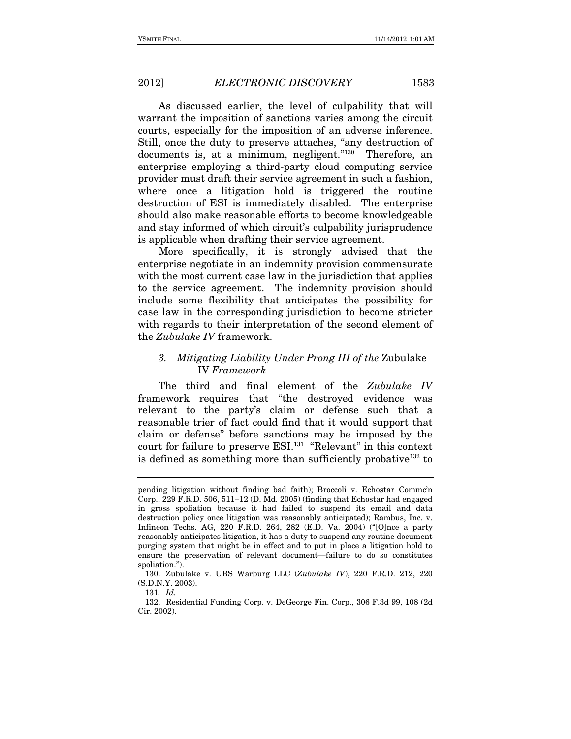As discussed earlier, the level of culpability that will warrant the imposition of sanctions varies among the circuit courts, especially for the imposition of an adverse inference. Still, once the duty to preserve attaches, "any destruction of documents is, at a minimum, negligent."[130] Therefore, an enterprise employing a third-party cloud computing service provider must draft their service agreement in such a fashion, where once a litigation hold is triggered the routine destruction of ESI is immediately disabled. The enterprise should also make reasonable efforts to become knowledgeable and stay informed of which circuit's culpability jurisprudence is applicable when drafting their service agreement.

More specifically, it is strongly advised that the enterprise negotiate in an indemnity provision commensurate with the most current case law in the jurisdiction that applies to the service agreement. The indemnity provision should include some flexibility that anticipates the possibility for case law in the corresponding jurisdiction to become stricter with regards to their interpretation of the second element of the *Zubulake IV* framework.

### *3. Mitigating Liability Under Prong III of the* Zubulake IV *Framework*

The third and final element of the *Zubulake IV* framework requires that "the destroyed evidence was relevant to the party's claim or defense such that a reasonable trier of fact could find that it would support that claim or defense" before sanctions may be imposed by the court for failure to preserve ESI.[131] "Relevant" in this context is defined as something more than sufficiently probative[132] to

---

pending litigation without finding bad faith); Broccoli v. Echostar Commc'n Corp., 229 F.R.D. 506, 511–12 (D. Md. 2005) (finding that Echostar had engaged in gross spoliation because it had failed to suspend its email and data destruction policy once litigation was reasonably anticipated); Rambus, Inc. v. Infineon Techs. AG, 220 F.R.D. 264, 282 (E.D. Va. 2004) ("[O]nce a party reasonably anticipates litigation, it has a duty to suspend any routine document purging system that might be in effect and to put in place a litigation hold to ensure the preservation of relevant document—failure to do so constitutes spoliation.").

130. Zubulake v. UBS Warburg LLC (*Zubulake IV*), 220 F.R.D. 212, 220 (S.D.N.Y. 2003).

131. *Id.*

132. Residential Funding Corp. v. DeGeorge Fin. Corp., 306 F.3d 99, 108 (2d Cir. 2002).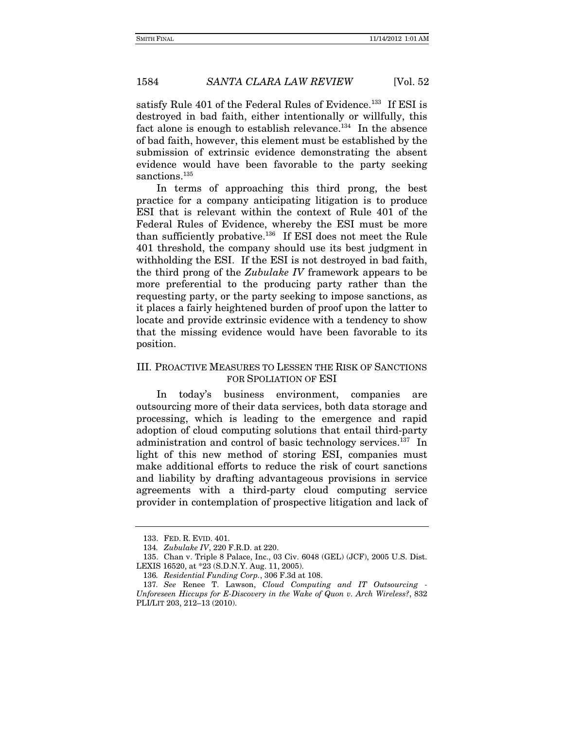satisfy Rule 401 of the Federal Rules of Evidence.[133] If ESI is destroyed in bad faith, either intentionally or willfully, this fact alone is enough to establish relevance.[134] In the absence of bad faith, however, this element must be established by the submission of extrinsic evidence demonstrating the absent evidence would have been favorable to the party seeking sanctions.[135]

In terms of approaching this third prong, the best practice for a company anticipating litigation is to produce ESI that is relevant within the context of Rule 401 of the Federal Rules of Evidence, whereby the ESI must be more than sufficiently probative.[136] If ESI does not meet the Rule 401 threshold, the company should use its best judgment in withholding the ESI. If the ESI is not destroyed in bad faith, the third prong of the *Zubulake IV* framework appears to be more preferential to the producing party rather than the requesting party, or the party seeking to impose sanctions, as it places a fairly heightened burden of proof upon the latter to locate and provide extrinsic evidence with a tendency to show that the missing evidence would have been favorable to its position.

## III. PROACTIVE MEASURES TO LESSEN THE RISK OF SANCTIONS FOR SPOLIATION OF ESI

In today's business environment, companies are outsourcing more of their data services, both data storage and processing, which is leading to the emergence and rapid adoption of cloud computing solutions that entail third-party administration and control of basic technology services.[137] In light of this new method of storing ESI, companies must make additional efforts to reduce the risk of court sanctions and liability by drafting advantageous provisions in service agreements with a third-party cloud computing service provider in contemplation of prospective litigation and lack of

---

133. FED. R. EVID. 401.

134. *Zubulake IV*, 220 F.R.D. at 220.

135. Chan v. Triple 8 Palace, Inc., 03 Civ. 6048 (GEL) (JCF), 2005 U.S. Dist. LEXIS 16520, at *23 (S.D.N.Y. Aug. 11, 2005).

136. *Residential Funding Corp.*, 306 F.3d at 108.

137. *See* Renee T. Lawson, *Cloud Computing and IT Outsourcing - Unforeseen Hiccups for E-Discovery in the Wake of Quon v. Arch Wireless?*, 832 PLI/LIT 203, 212–13 (2010).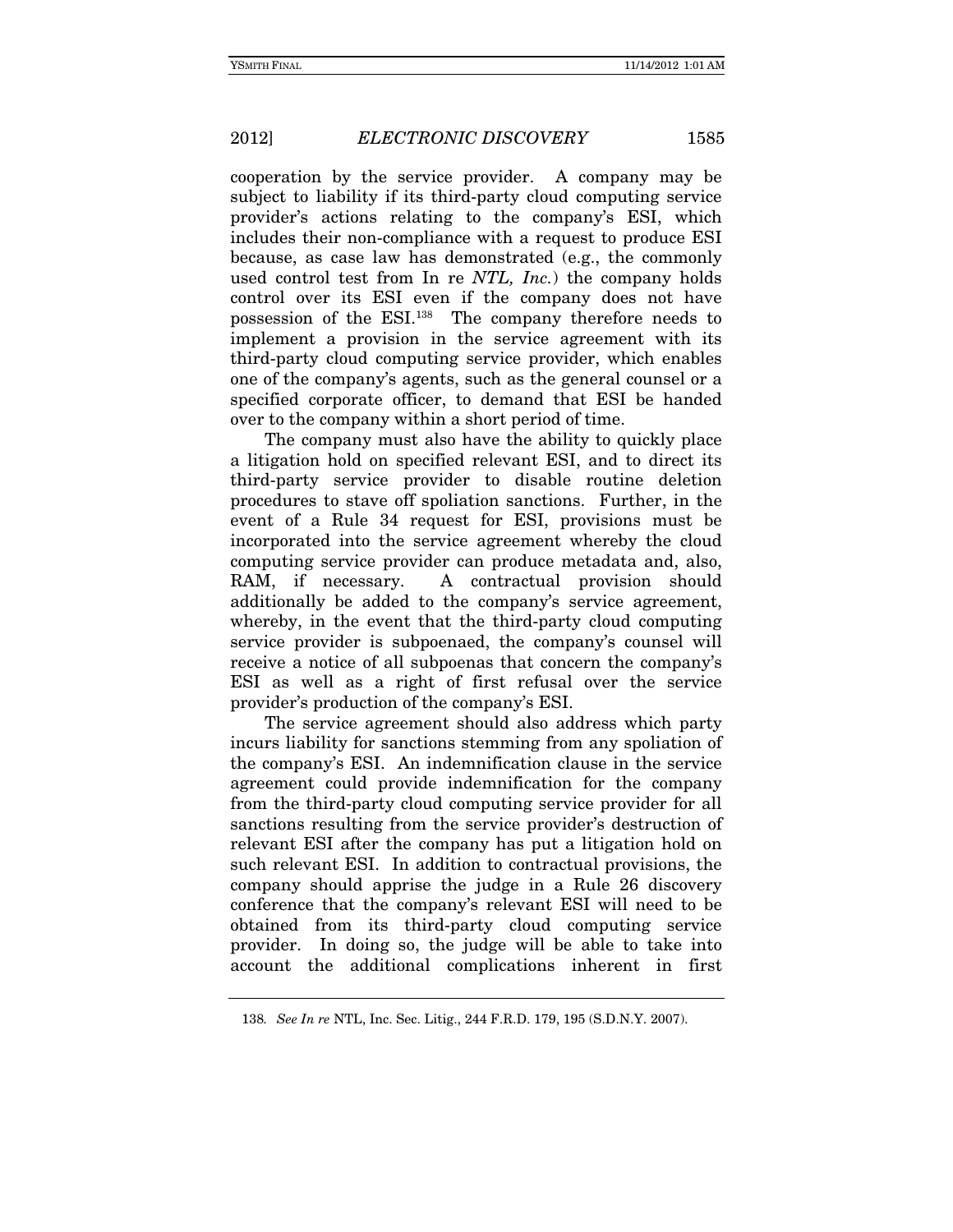cooperation by the service provider. A company may be subject to liability if its third-party cloud computing service provider's actions relating to the company's ESI, which includes their non-compliance with a request to produce ESI because, as case law has demonstrated (e.g., the commonly used control test from In re *NTL, Inc.*) the company holds control over its ESI even if the company does not have possession of the ESI.[138] The company therefore needs to implement a provision in the service agreement with its third-party cloud computing service provider, which enables one of the company's agents, such as the general counsel or a specified corporate officer, to demand that ESI be handed over to the company within a short period of time.

The company must also have the ability to quickly place a litigation hold on specified relevant ESI, and to direct its third-party service provider to disable routine deletion procedures to stave off spoliation sanctions. Further, in the event of a Rule 34 request for ESI, provisions must be incorporated into the service agreement whereby the cloud computing service provider can produce metadata and, also, RAM, if necessary. A contractual provision should additionally be added to the company's service agreement, whereby, in the event that the third-party cloud computing service provider is subpoenaed, the company's counsel will receive a notice of all subpoenas that concern the company's ESI as well as a right of first refusal over the service provider's production of the company's ESI.

The service agreement should also address which party incurs liability for sanctions stemming from any spoliation of the company's ESI. An indemnification clause in the service agreement could provide indemnification for the company from the third-party cloud computing service provider for all sanctions resulting from the service provider's destruction of relevant ESI after the company has put a litigation hold on such relevant ESI. In addition to contractual provisions, the company should apprise the judge in a Rule 26 discovery conference that the company's relevant ESI will need to be obtained from its third-party cloud computing service provider. In doing so, the judge will be able to take into account the additional complications inherent in first

---

138. *See In re* NTL, Inc. Sec. Litig., 244 F.R.D. 179, 195 (S.D.N.Y. 2007).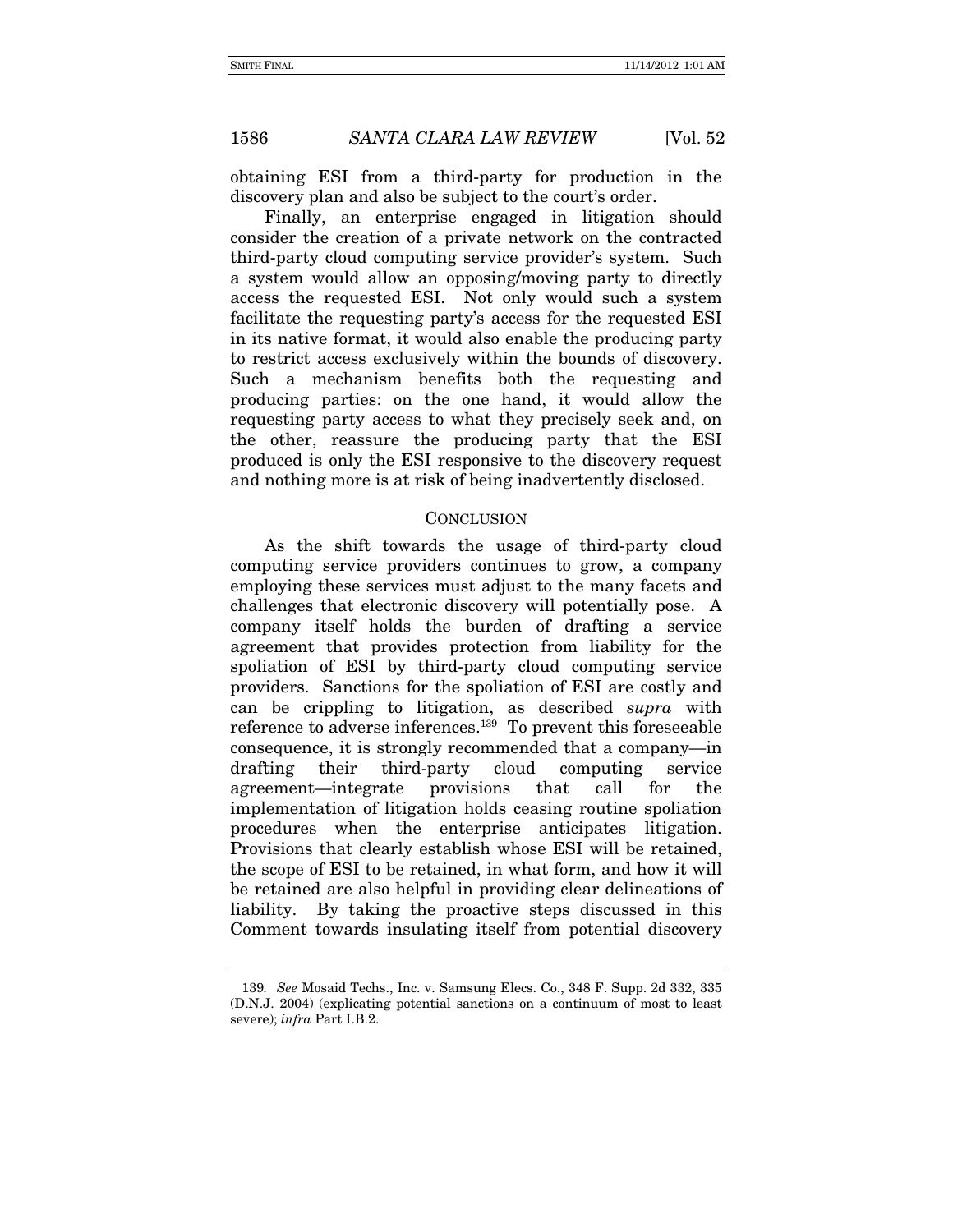obtaining ESI from a third-party for production in the discovery plan and also be subject to the court's order.

Finally, an enterprise engaged in litigation should consider the creation of a private network on the contracted third-party cloud computing service provider's system. Such a system would allow an opposing/moving party to directly access the requested ESI. Not only would such a system facilitate the requesting party's access for the requested ESI in its native format, it would also enable the producing party to restrict access exclusively within the bounds of discovery. Such a mechanism benefits both the requesting and producing parties: on the one hand, it would allow the requesting party access to what they precisely seek and, on the other, reassure the producing party that the ESI produced is only the ESI responsive to the discovery request and nothing more is at risk of being inadvertently disclosed.

## CONCLUSION

As the shift towards the usage of third-party cloud computing service providers continues to grow, a company employing these services must adjust to the many facets and challenges that electronic discovery will potentially pose. A company itself holds the burden of drafting a service agreement that provides protection from liability for the spoliation of ESI by third-party cloud computing service providers. Sanctions for the spoliation of ESI are costly and can be crippling to litigation, as described *supra* with reference to adverse inferences.[139] To prevent this foreseeable consequence, it is strongly recommended that a company—in drafting their third-party cloud computing service agreement—integrate provisions that call for the implementation of litigation holds ceasing routine spoliation procedures when the enterprise anticipates litigation. Provisions that clearly establish whose ESI will be retained, the scope of ESI to be retained, in what form, and how it will be retained are also helpful in providing clear delineations of liability. By taking the proactive steps discussed in this Comment towards insulating itself from potential discovery

---

139. *See* Mosaid Techs., Inc. v. Samsung Elecs. Co., 348 F. Supp. 2d 332, 335 (D.N.J. 2004) (explicating potential sanctions on a continuum of most to least severe); *infra* Part I.B.2.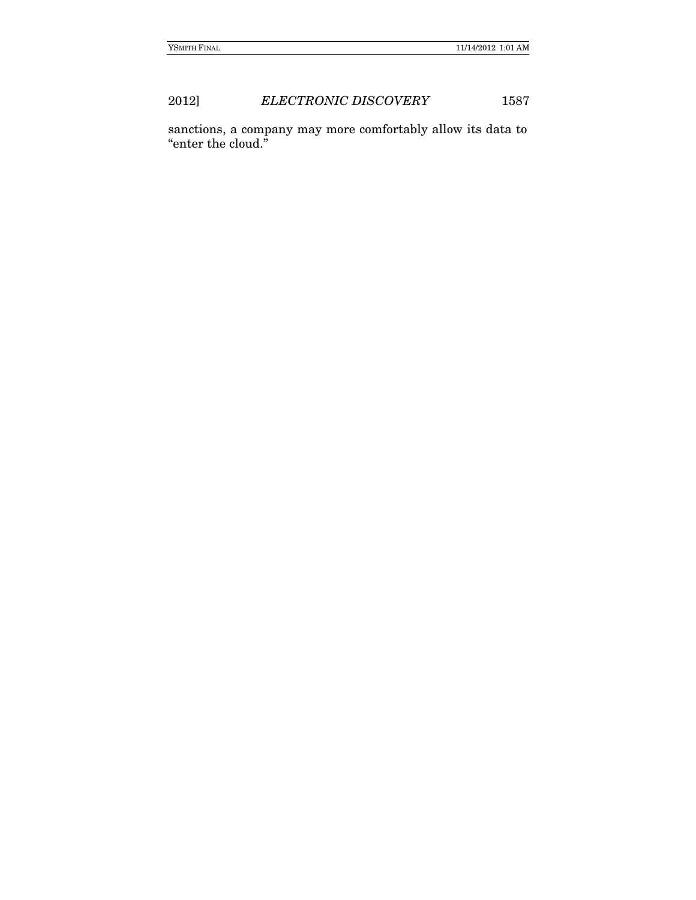sanctions, a company may more comfortably allow its data to "enter the cloud."